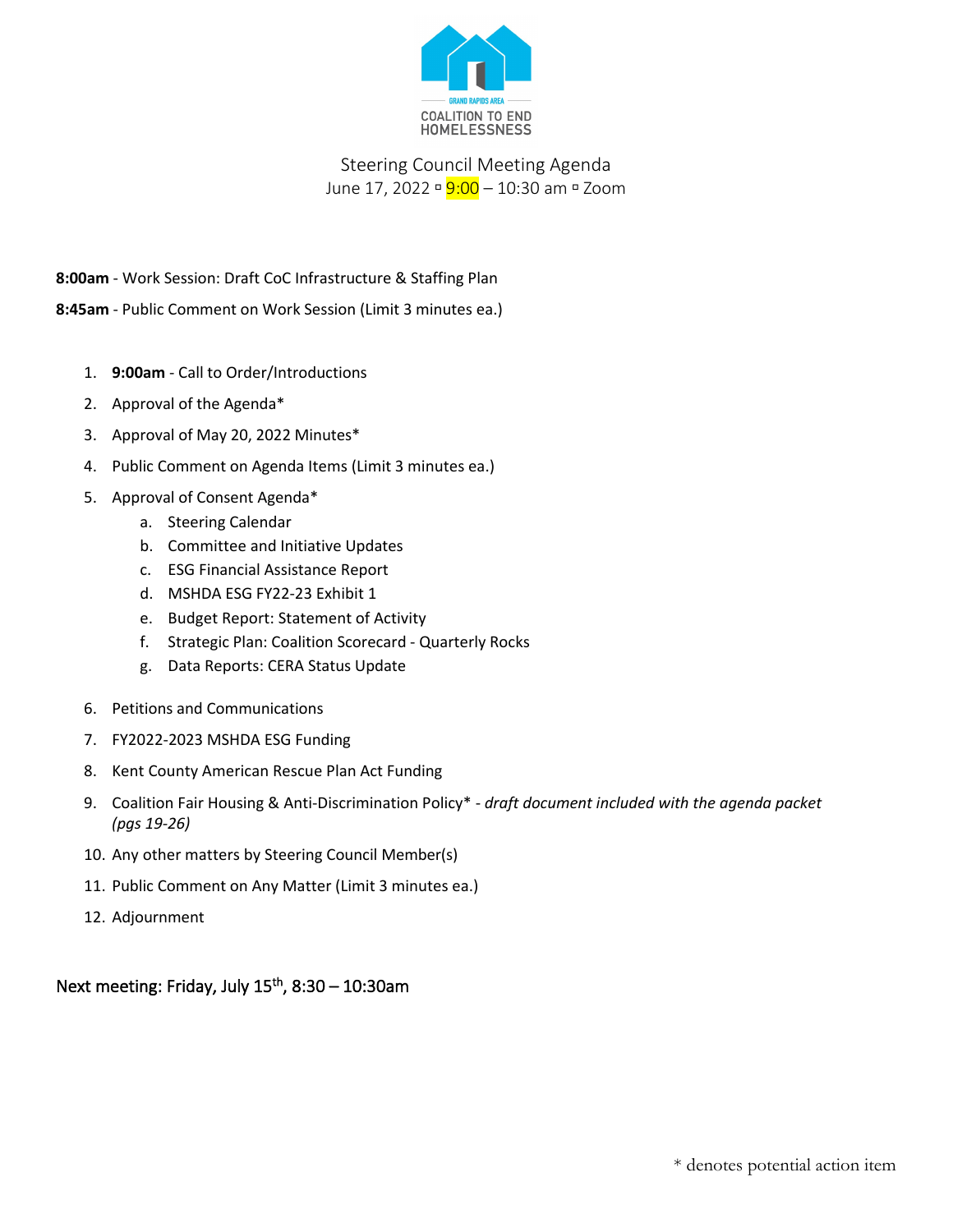GRAND RAPIDS AREA

COALITION TO END HOMELESSNESS

# Steering Council Meeting Agenda

June 17, 2022 ▫ 9:00 – 10:30 am ▫ Zoom

**8:00am** - Work Session: Draft CoC Infrastructure & Staffing Plan

**8:45am** - Public Comment on Work Session (Limit 3 minutes ea.)

1. **9:00am** - Call to Order/Introductions
2. Approval of the Agenda*
3. Approval of May 20, 2022 Minutes*
4. Public Comment on Agenda Items (Limit 3 minutes ea.)
5. Approval of Consent Agenda*
    a. Steering Calendar
    b. Committee and Initiative Updates
    c. ESG Financial Assistance Report
    d. MSHDA ESG FY22-23 Exhibit 1
    e. Budget Report: Statement of Activity
    f. Strategic Plan: Coalition Scorecard - Quarterly Rocks
    g. Data Reports: CERA Status Update
6. Petitions and Communications
7. FY2022-2023 MSHDA ESG Funding
8. Kent County American Rescue Plan Act Funding
9. Coalition Fair Housing & Anti-Discrimination Policy* - *draft document included with the agenda packet (pgs 19-26)*
10. Any other matters by Steering Council Member(s)
11. Public Comment on Any Matter (Limit 3 minutes ea.)
12. Adjournment

Next meeting: Friday, July 15th, 8:30 – 10:30am

* denotes potential action item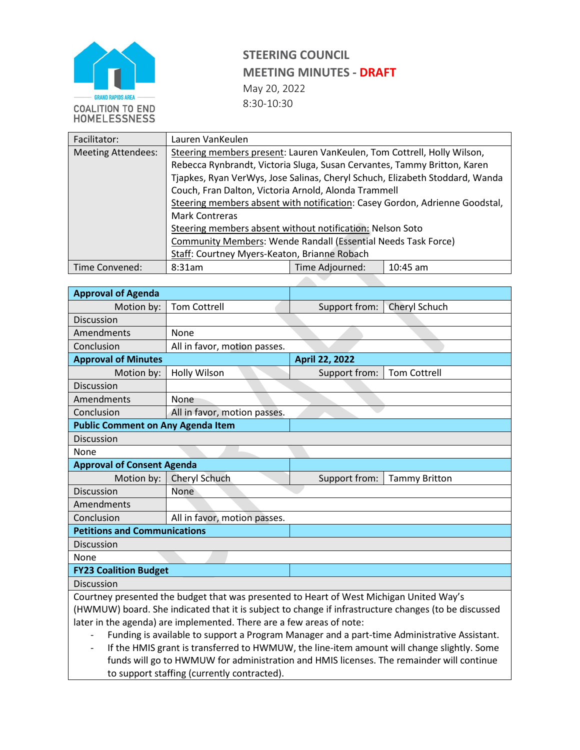**GRAND RAPIDS AREA COALITION TO END HOMELESSNESS**

# STEERING COUNCIL
## MEETING MINUTES - DRAFT

May 20, 2022
8:30-10:30

| | | | |
|---|---|---|---|
| Facilitator: | Lauren VanKeulen | | |
| Meeting Attendees: | Steering members present: Lauren VanKeulen, Tom Cottrell, Holly Wilson, Rebecca Rynbrandt, Victoria Sluga, Susan Cervantes, Tammy Britton, Karen Tjapkes, Ryan VerWys, Jose Salinas, Cheryl Schuch, Elizabeth Stoddard, Wanda Couch, Fran Dalton, Victoria Arnold, Alonda Trammell<br>Steering members absent with notification: Casey Gordon, Adrienne Goodstal, Mark Contreras<br>Steering members absent without notification: Nelson Soto<br>Community Members: Wende Randall (Essential Needs Task Force)<br>Staff: Courtney Myers-Keaton, Brianne Robach | | |
| Time Convened: | 8:31am | Time Adjourned: | 10:45 am |

| | | | |
|---|---|---|---|
| **Approval of Agenda** | | | |
| Motion by: | Tom Cottrell | Support from: | Cheryl Schuch |
| Discussion | | | |
| Amendments | None | | |
| Conclusion | All in favor, motion passes. | | |
| **Approval of Minutes** | | **April 22, 2022** | |
| Motion by: | Holly Wilson | Support from: | Tom Cottrell |
| Discussion | | | |
| Amendments | None | | |
| Conclusion | All in favor, motion passes. | | |
| **Public Comment on Any Agenda Item** | | | |
| Discussion | | | |
| None | | | |
| **Approval of Consent Agenda** | | | |
| Motion by: | Cheryl Schuch | Support from: | Tammy Britton |
| Discussion | None | | |
| Amendments | | | |
| Conclusion | All in favor, motion passes. | | |
| **Petitions and Communications** | | | |
| Discussion | | | |
| None | | | |
| **FY23 Coalition Budget** | | | |
| Discussion | | | |

Courtney presented the budget that was presented to Heart of West Michigan United Way's (HWMUW) board. She indicated that it is subject to change if infrastructure changes (to be discussed later in the agenda) are implemented. There are a few areas of note:

- Funding is available to support a Program Manager and a part-time Administrative Assistant.
- If the HMIS grant is transferred to HWMUW, the line-item amount will change slightly. Some funds will go to HWMUW for administration and HMIS licenses. The remainder will continue to support staffing (currently contracted).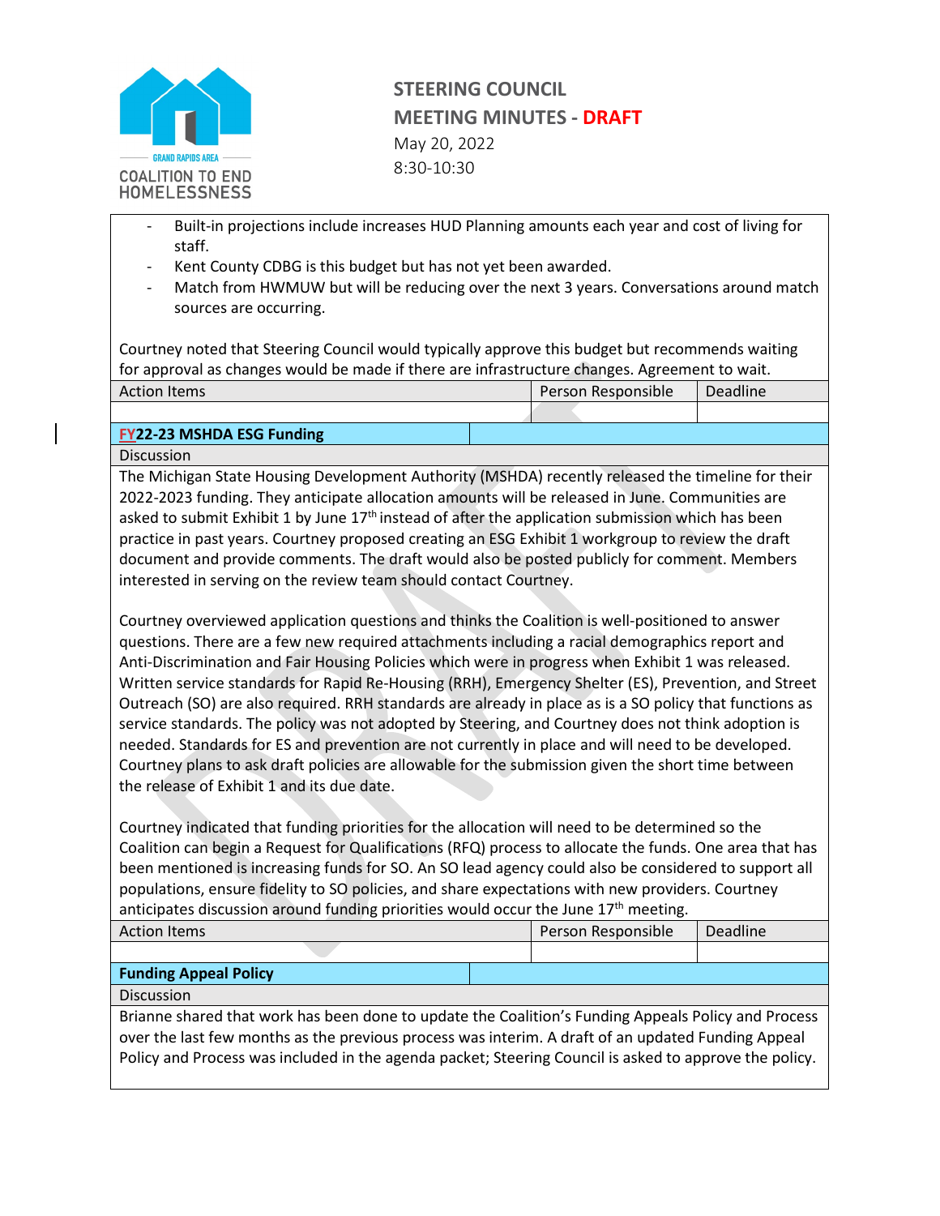- Built-in projections include increases HUD Planning amounts each year and cost of living for staff.
- Kent County CDBG is this budget but has not yet been awarded.
- Match from HWMUW but will be reducing over the next 3 years. Conversations around match sources are occurring.

Courtney noted that Steering Council would typically approve this budget but recommends waiting for approval as changes would be made if there are infrastructure changes. Agreement to wait.

| Action Items | Person Responsible | Deadline |
|---|---|---|
| | | |

### FY22-23 MSHDA ESG Funding

**Discussion**

The Michigan State Housing Development Authority (MSHDA) recently released the timeline for their 2022-2023 funding. They anticipate allocation amounts will be released in June. Communities are asked to submit Exhibit 1 by June 17th instead of after the application submission which has been practice in past years. Courtney proposed creating an ESG Exhibit 1 workgroup to review the draft document and provide comments. The draft would also be posted publicly for comment. Members interested in serving on the review team should contact Courtney.

Courtney overviewed application questions and thinks the Coalition is well-positioned to answer questions. There are a few new required attachments including a racial demographics report and Anti-Discrimination and Fair Housing Policies which were in progress when Exhibit 1 was released. Written service standards for Rapid Re-Housing (RRH), Emergency Shelter (ES), Prevention, and Street Outreach (SO) are also required. RRH standards are already in place as is a SO policy that functions as service standards. The policy was not adopted by Steering, and Courtney does not think adoption is needed. Standards for ES and prevention are not currently in place and will need to be developed. Courtney plans to ask draft policies are allowable for the submission given the short time between the release of Exhibit 1 and its due date.

Courtney indicated that funding priorities for the allocation will need to be determined so the Coalition can begin a Request for Qualifications (RFQ) process to allocate the funds. One area that has been mentioned is increasing funds for SO. An SO lead agency could also be considered to support all populations, ensure fidelity to SO policies, and share expectations with new providers. Courtney anticipates discussion around funding priorities would occur the June 17th meeting.

| Action Items | Person Responsible | Deadline |
|---|---|---|
| | | |

### Funding Appeal Policy

**Discussion**

Brianne shared that work has been done to update the Coalition's Funding Appeals Policy and Process over the last few months as the previous process was interim. A draft of an updated Funding Appeal Policy and Process was included in the agenda packet; Steering Council is asked to approve the policy.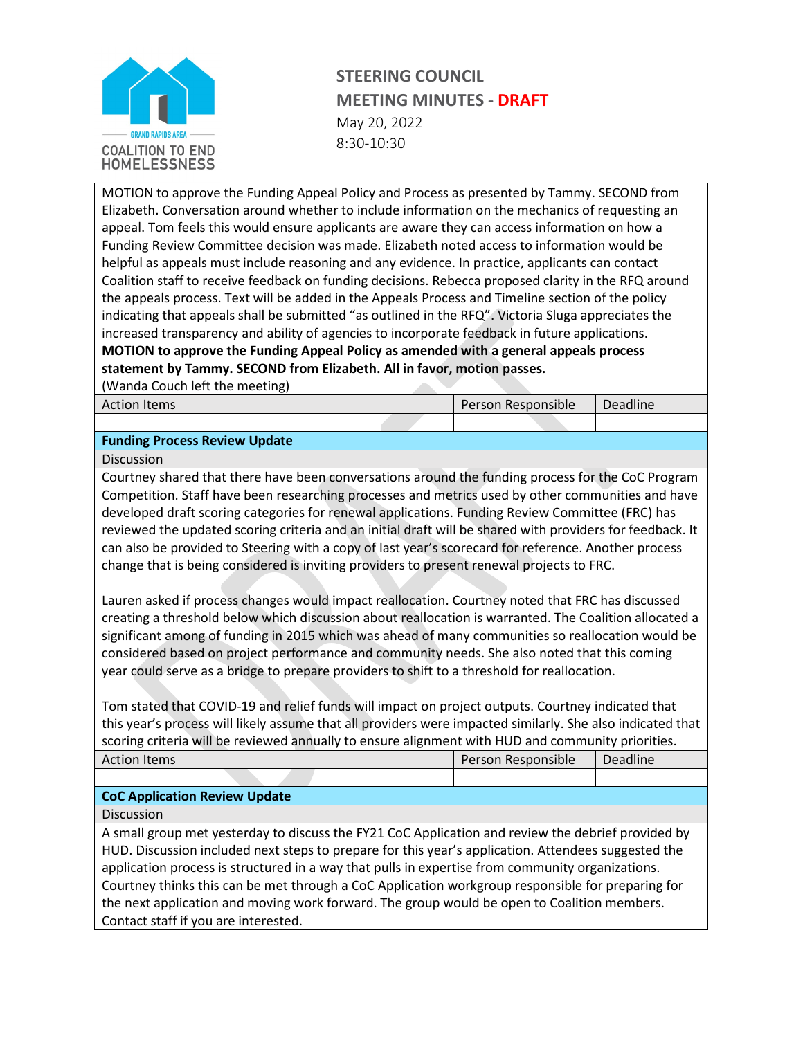# STEERING COUNCIL
## MEETING MINUTES - DRAFT
May 20, 2022
8:30-10:30

MOTION to approve the Funding Appeal Policy and Process as presented by Tammy. SECOND from Elizabeth. Conversation around whether to include information on the mechanics of requesting an appeal. Tom feels this would ensure applicants are aware they can access information on how a Funding Review Committee decision was made. Elizabeth noted access to information would be helpful as appeals must include reasoning and any evidence. In practice, applicants can contact Coalition staff to receive feedback on funding decisions. Rebecca proposed clarity in the RFQ around the appeals process. Text will be added in the Appeals Process and Timeline section of the policy indicating that appeals shall be submitted "as outlined in the RFQ". Victoria Sluga appreciates the increased transparency and ability of agencies to incorporate feedback in future applications.
**MOTION to approve the Funding Appeal Policy as amended with a general appeals process statement by Tammy. SECOND from Elizabeth. All in favor, motion passes.**
(Wanda Couch left the meeting)

| Action Items | Person Responsible | Deadline |
|---|---|---|
| | | |

**Funding Process Review Update**

Discussion

Courtney shared that there have been conversations around the funding process for the CoC Program Competition. Staff have been researching processes and metrics used by other communities and have developed draft scoring categories for renewal applications. Funding Review Committee (FRC) has reviewed the updated scoring criteria and an initial draft will be shared with providers for feedback. It can also be provided to Steering with a copy of last year's scorecard for reference. Another process change that is being considered is inviting providers to present renewal projects to FRC.

Lauren asked if process changes would impact reallocation. Courtney noted that FRC has discussed creating a threshold below which discussion about reallocation is warranted. The Coalition allocated a significant among of funding in 2015 which was ahead of many communities so reallocation would be considered based on project performance and community needs. She also noted that this coming year could serve as a bridge to prepare providers to shift to a threshold for reallocation.

Tom stated that COVID-19 and relief funds will impact on project outputs. Courtney indicated that this year's process will likely assume that all providers were impacted similarly. She also indicated that scoring criteria will be reviewed annually to ensure alignment with HUD and community priorities.

| Action Items | Person Responsible | Deadline |
|---|---|---|
| | | |

**CoC Application Review Update**

Discussion

A small group met yesterday to discuss the FY21 CoC Application and review the debrief provided by HUD. Discussion included next steps to prepare for this year's application. Attendees suggested the application process is structured in a way that pulls in expertise from community organizations. Courtney thinks this can be met through a CoC Application workgroup responsible for preparing for the next application and moving work forward. The group would be open to Coalition members. Contact staff if you are interested.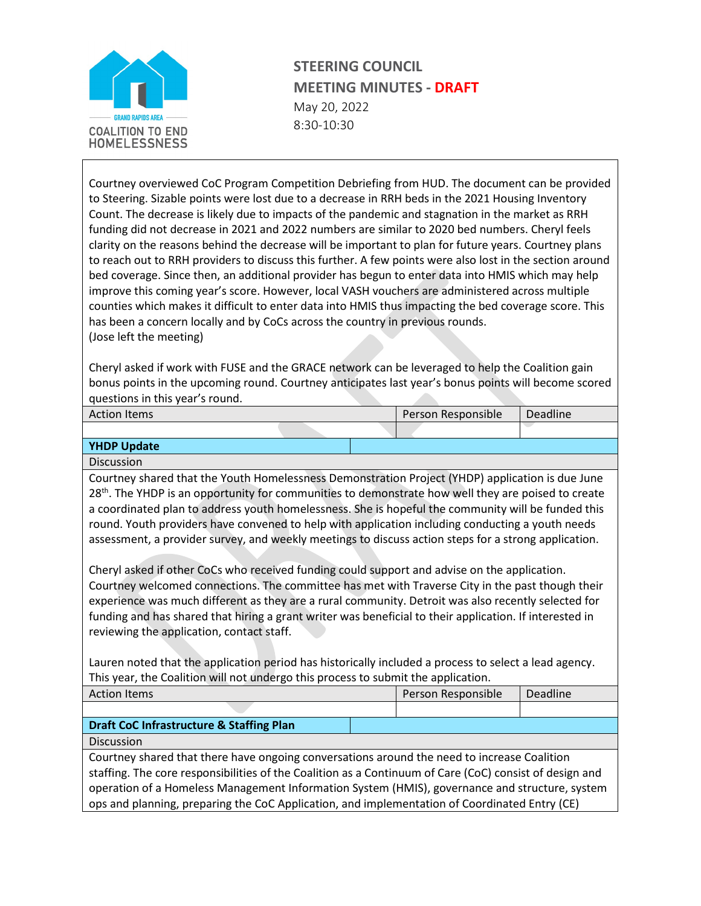STEERING COUNCIL

MEETING MINUTES - DRAFT

May 20, 2022

8:30-10:30

Courtney overviewed CoC Program Competition Debriefing from HUD. The document can be provided to Steering. Sizable points were lost due to a decrease in RRH beds in the 2021 Housing Inventory Count. The decrease is likely due to impacts of the pandemic and stagnation in the market as RRH funding did not decrease in 2021 and 2022 numbers are similar to 2020 bed numbers. Cheryl feels clarity on the reasons behind the decrease will be important to plan for future years. Courtney plans to reach out to RRH providers to discuss this further. A few points were also lost in the section around bed coverage. Since then, an additional provider has begun to enter data into HMIS which may help improve this coming year's score. However, local VASH vouchers are administered across multiple counties which makes it difficult to enter data into HMIS thus impacting the bed coverage score. This has been a concern locally and by CoCs across the country in previous rounds.
(Jose left the meeting)

Cheryl asked if work with FUSE and the GRACE network can be leveraged to help the Coalition gain bonus points in the upcoming round. Courtney anticipates last year's bonus points will become scored questions in this year's round.

| Action Items | Person Responsible | Deadline |
|---|---|---|
| | | |

**YHDP Update**

Discussion

Courtney shared that the Youth Homelessness Demonstration Project (YHDP) application is due June 28th. The YHDP is an opportunity for communities to demonstrate how well they are poised to create a coordinated plan to address youth homelessness. She is hopeful the community will be funded this round. Youth providers have convened to help with application including conducting a youth needs assessment, a provider survey, and weekly meetings to discuss action steps for a strong application.

Cheryl asked if other CoCs who received funding could support and advise on the application. Courtney welcomed connections. The committee has met with Traverse City in the past though their experience was much different as they are a rural community. Detroit was also recently selected for funding and has shared that hiring a grant writer was beneficial to their application. If interested in reviewing the application, contact staff.

Lauren noted that the application period has historically included a process to select a lead agency. This year, the Coalition will not undergo this process to submit the application.

| Action Items | Person Responsible | Deadline |
|---|---|---|
| | | |

**Draft CoC Infrastructure & Staffing Plan**

Discussion

Courtney shared that there have ongoing conversations around the need to increase Coalition staffing. The core responsibilities of the Coalition as a Continuum of Care (CoC) consist of design and operation of a Homeless Management Information System (HMIS), governance and structure, system ops and planning, preparing the CoC Application, and implementation of Coordinated Entry (CE)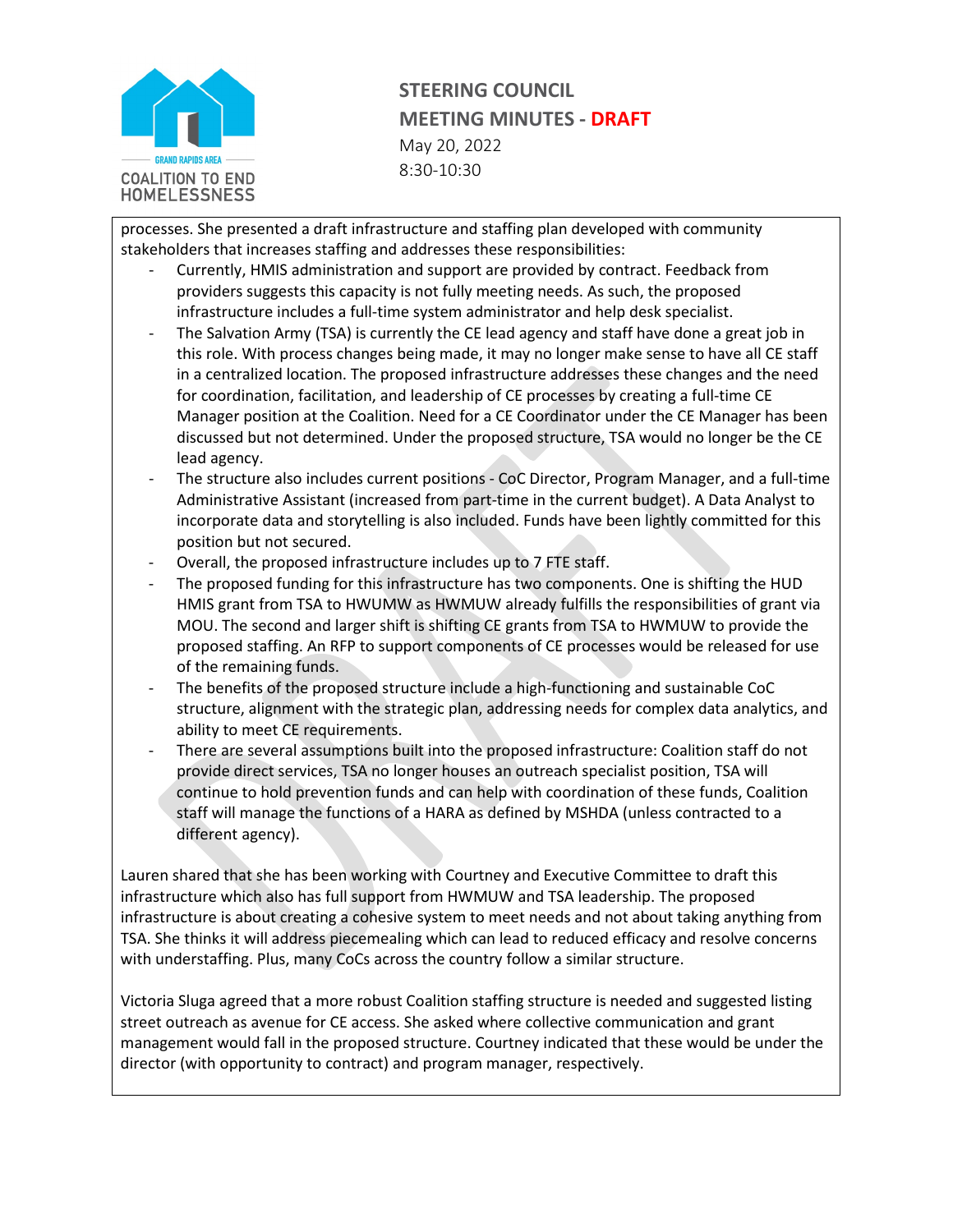processes. She presented a draft infrastructure and staffing plan developed with community stakeholders that increases staffing and addresses these responsibilities:

- Currently, HMIS administration and support are provided by contract. Feedback from providers suggests this capacity is not fully meeting needs. As such, the proposed infrastructure includes a full-time system administrator and help desk specialist.
- The Salvation Army (TSA) is currently the CE lead agency and staff have done a great job in this role. With process changes being made, it may no longer make sense to have all CE staff in a centralized location. The proposed infrastructure addresses these changes and the need for coordination, facilitation, and leadership of CE processes by creating a full-time CE Manager position at the Coalition. Need for a CE Coordinator under the CE Manager has been discussed but not determined. Under the proposed structure, TSA would no longer be the CE lead agency.
- The structure also includes current positions - CoC Director, Program Manager, and a full-time Administrative Assistant (increased from part-time in the current budget). A Data Analyst to incorporate data and storytelling is also included. Funds have been lightly committed for this position but not secured.
- Overall, the proposed infrastructure includes up to 7 FTE staff.
- The proposed funding for this infrastructure has two components. One is shifting the HUD HMIS grant from TSA to HWUMW as HWMUW already fulfills the responsibilities of grant via MOU. The second and larger shift is shifting CE grants from TSA to HWMUW to provide the proposed staffing. An RFP to support components of CE processes would be released for use of the remaining funds.
- The benefits of the proposed structure include a high-functioning and sustainable CoC structure, alignment with the strategic plan, addressing needs for complex data analytics, and ability to meet CE requirements.
- There are several assumptions built into the proposed infrastructure: Coalition staff do not provide direct services, TSA no longer houses an outreach specialist position, TSA will continue to hold prevention funds and can help with coordination of these funds, Coalition staff will manage the functions of a HARA as defined by MSHDA (unless contracted to a different agency).

Lauren shared that she has been working with Courtney and Executive Committee to draft this infrastructure which also has full support from HWMUW and TSA leadership. The proposed infrastructure is about creating a cohesive system to meet needs and not about taking anything from TSA. She thinks it will address piecemealing which can lead to reduced efficacy and resolve concerns with understaffing. Plus, many CoCs across the country follow a similar structure.

Victoria Sluga agreed that a more robust Coalition staffing structure is needed and suggested listing street outreach as avenue for CE access. She asked where collective communication and grant management would fall in the proposed structure. Courtney indicated that these would be under the director (with opportunity to contract) and program manager, respectively.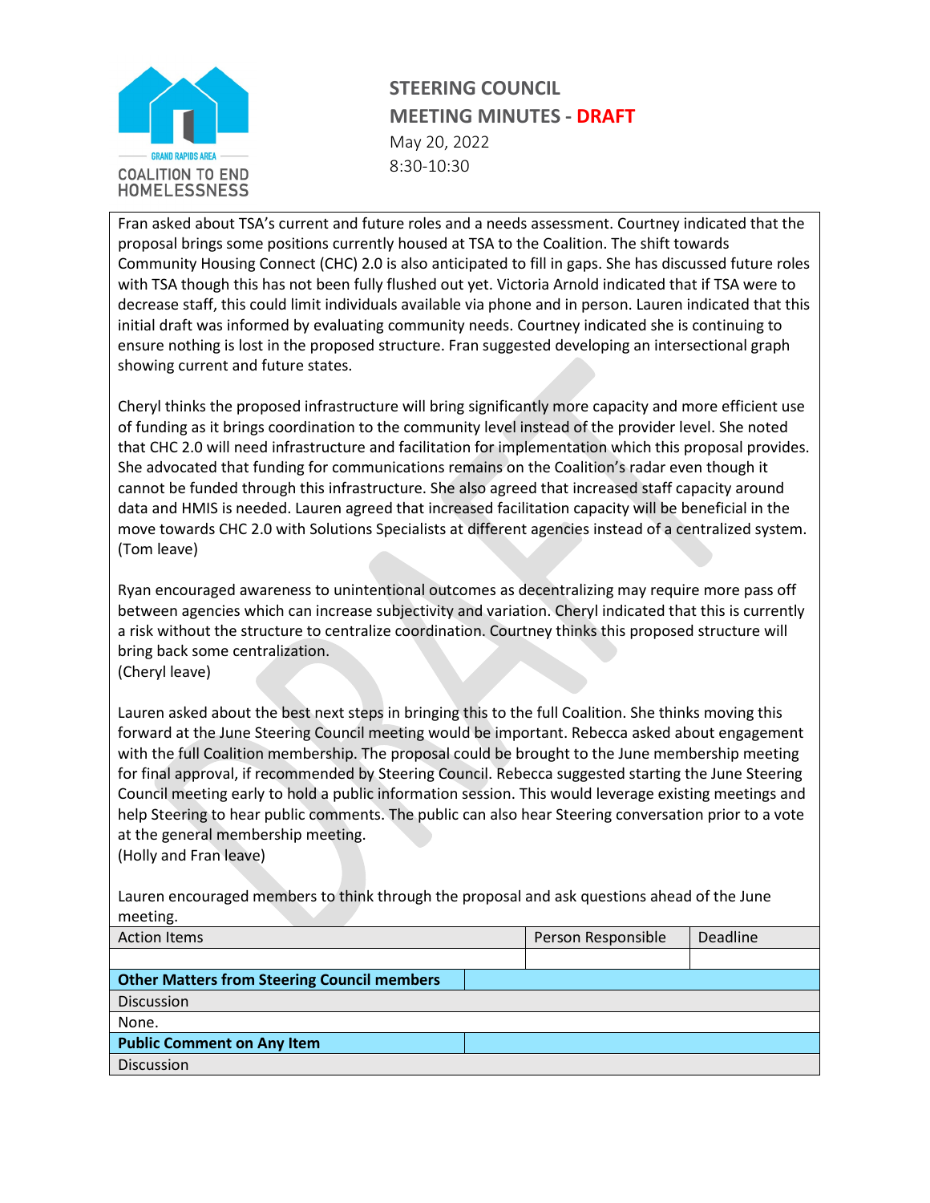Fran asked about TSA's current and future roles and a needs assessment. Courtney indicated that the proposal brings some positions currently housed at TSA to the Coalition. The shift towards Community Housing Connect (CHC) 2.0 is also anticipated to fill in gaps. She has discussed future roles with TSA though this has not been fully flushed out yet. Victoria Arnold indicated that if TSA were to decrease staff, this could limit individuals available via phone and in person. Lauren indicated that this initial draft was informed by evaluating community needs. Courtney indicated she is continuing to ensure nothing is lost in the proposed structure. Fran suggested developing an intersectional graph showing current and future states.

Cheryl thinks the proposed infrastructure will bring significantly more capacity and more efficient use of funding as it brings coordination to the community level instead of the provider level. She noted that CHC 2.0 will need infrastructure and facilitation for implementation which this proposal provides. She advocated that funding for communications remains on the Coalition's radar even though it cannot be funded through this infrastructure. She also agreed that increased staff capacity around data and HMIS is needed. Lauren agreed that increased facilitation capacity will be beneficial in the move towards CHC 2.0 with Solutions Specialists at different agencies instead of a centralized system. (Tom leave)

Ryan encouraged awareness to unintentional outcomes as decentralizing may require more pass off between agencies which can increase subjectivity and variation. Cheryl indicated that this is currently a risk without the structure to centralize coordination. Courtney thinks this proposed structure will bring back some centralization.
(Cheryl leave)

Lauren asked about the best next steps in bringing this to the full Coalition. She thinks moving this forward at the June Steering Council meeting would be important. Rebecca asked about engagement with the full Coalition membership. The proposal could be brought to the June membership meeting for final approval, if recommended by Steering Council. Rebecca suggested starting the June Steering Council meeting early to hold a public information session. This would leverage existing meetings and help Steering to hear public comments. The public can also hear Steering conversation prior to a vote at the general membership meeting.
(Holly and Fran leave)

Lauren encouraged members to think through the proposal and ask questions ahead of the June meeting.

| Action Items | Person Responsible | Deadline |
|---|---|---|
| | | |

| **Other Matters from Steering Council members** |
|---|
| Discussion |
| None. |

| **Public Comment on Any Item** |
|---|
| Discussion |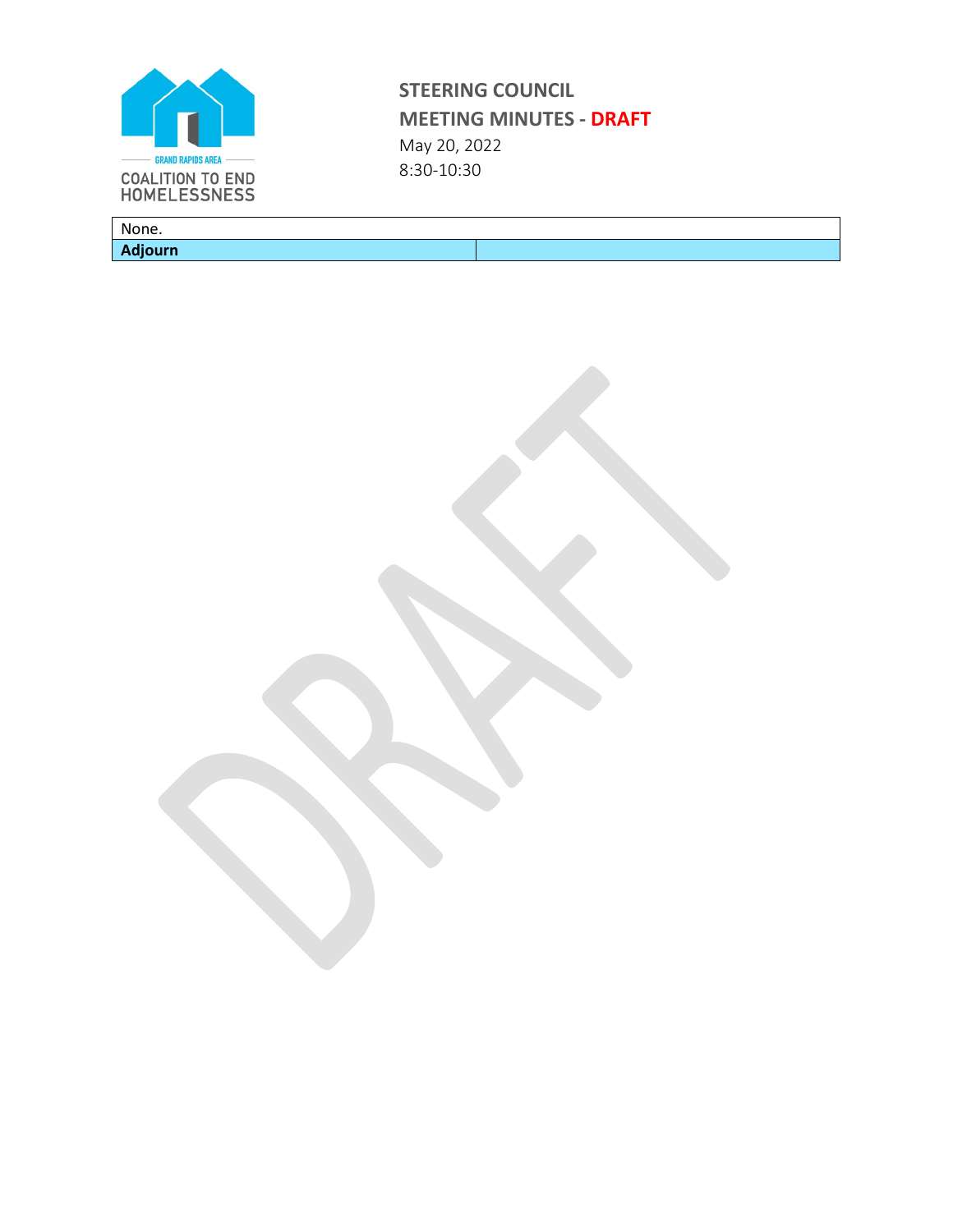| None. | |
|---|---|
| **Adjourn** | |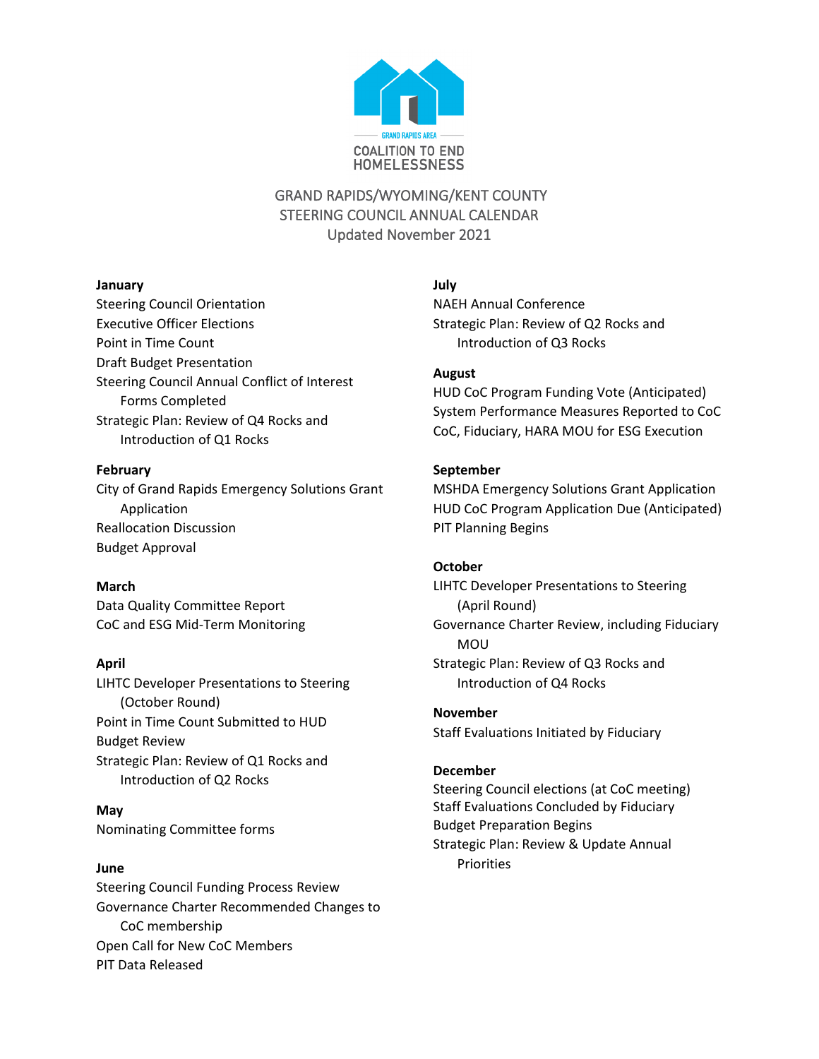GRAND RAPIDS AREA
COALITION TO END HOMELESSNESS

# GRAND RAPIDS/WYOMING/KENT COUNTY
## STEERING COUNCIL ANNUAL CALENDAR
Updated November 2021

**January**
Steering Council Orientation
Executive Officer Elections
Point in Time Count
Draft Budget Presentation
Steering Council Annual Conflict of Interest Forms Completed
Strategic Plan: Review of Q4 Rocks and Introduction of Q1 Rocks

**February**
City of Grand Rapids Emergency Solutions Grant Application
Reallocation Discussion
Budget Approval

**March**
Data Quality Committee Report
CoC and ESG Mid-Term Monitoring

**April**
LIHTC Developer Presentations to Steering (October Round)
Point in Time Count Submitted to HUD
Budget Review
Strategic Plan: Review of Q1 Rocks and Introduction of Q2 Rocks

**May**
Nominating Committee forms

**June**
Steering Council Funding Process Review
Governance Charter Recommended Changes to CoC membership
Open Call for New CoC Members
PIT Data Released

**July**
NAEH Annual Conference
Strategic Plan: Review of Q2 Rocks and Introduction of Q3 Rocks

**August**
HUD CoC Program Funding Vote (Anticipated)
System Performance Measures Reported to CoC
CoC, Fiduciary, HARA MOU for ESG Execution

**September**
MSHDA Emergency Solutions Grant Application
HUD CoC Program Application Due (Anticipated)
PIT Planning Begins

**October**
LIHTC Developer Presentations to Steering (April Round)
Governance Charter Review, including Fiduciary MOU
Strategic Plan: Review of Q3 Rocks and Introduction of Q4 Rocks

**November**
Staff Evaluations Initiated by Fiduciary

**December**
Steering Council elections (at CoC meeting)
Staff Evaluations Concluded by Fiduciary
Budget Preparation Begins
Strategic Plan: Review & Update Annual Priorities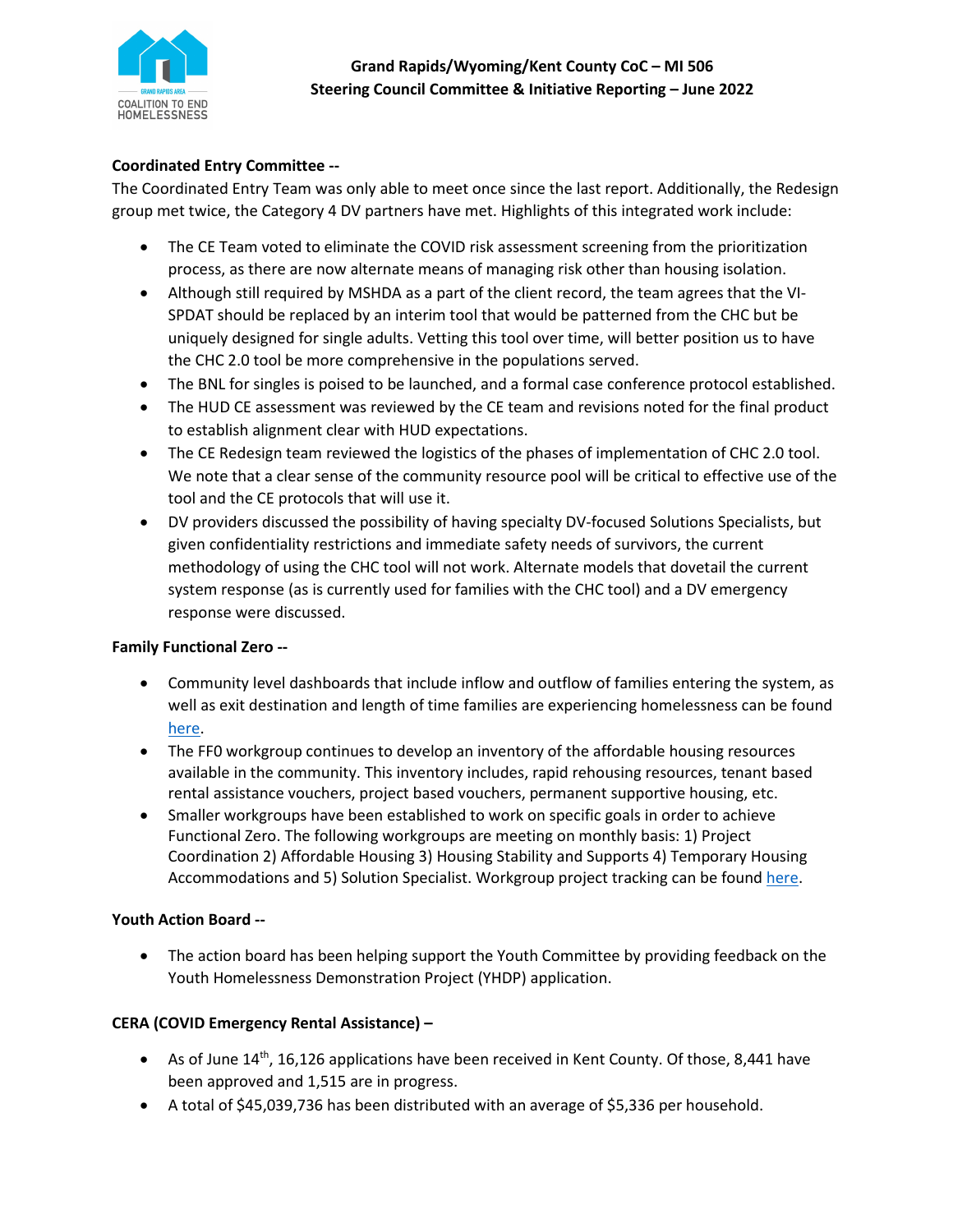**Grand Rapids/Wyoming/Kent County CoC – MI 506**
**Steering Council Committee & Initiative Reporting – June 2022**

**Coordinated Entry Committee --**

The Coordinated Entry Team was only able to meet once since the last report. Additionally, the Redesign group met twice, the Category 4 DV partners have met. Highlights of this integrated work include:

- The CE Team voted to eliminate the COVID risk assessment screening from the prioritization process, as there are now alternate means of managing risk other than housing isolation.
- Although still required by MSHDA as a part of the client record, the team agrees that the VI-SPDAT should be replaced by an interim tool that would be patterned from the CHC but be uniquely designed for single adults. Vetting this tool over time, will better position us to have the CHC 2.0 tool be more comprehensive in the populations served.
- The BNL for singles is poised to be launched, and a formal case conference protocol established.
- The HUD CE assessment was reviewed by the CE team and revisions noted for the final product to establish alignment clear with HUD expectations.
- The CE Redesign team reviewed the logistics of the phases of implementation of CHC 2.0 tool. We note that a clear sense of the community resource pool will be critical to effective use of the tool and the CE protocols that will use it.
- DV providers discussed the possibility of having specialty DV-focused Solutions Specialists, but given confidentiality restrictions and immediate safety needs of survivors, the current methodology of using the CHC tool will not work. Alternate models that dovetail the current system response (as is currently used for families with the CHC tool) and a DV emergency response were discussed.

**Family Functional Zero --**

- Community level dashboards that include inflow and outflow of families entering the system, as well as exit destination and length of time families are experiencing homelessness can be found here.
- The FF0 workgroup continues to develop an inventory of the affordable housing resources available in the community. This inventory includes, rapid rehousing resources, tenant based rental assistance vouchers, project based vouchers, permanent supportive housing, etc.
- Smaller workgroups have been established to work on specific goals in order to achieve Functional Zero. The following workgroups are meeting on monthly basis: 1) Project Coordination 2) Affordable Housing 3) Housing Stability and Supports 4) Temporary Housing Accommodations and 5) Solution Specialist. Workgroup project tracking can be found here.

**Youth Action Board --**

- The action board has been helping support the Youth Committee by providing feedback on the Youth Homelessness Demonstration Project (YHDP) application.

**CERA (COVID Emergency Rental Assistance) –**

- As of June 14th, 16,126 applications have been received in Kent County. Of those, 8,441 have been approved and 1,515 are in progress.
- A total of $45,039,736 has been distributed with an average of $5,336 per household.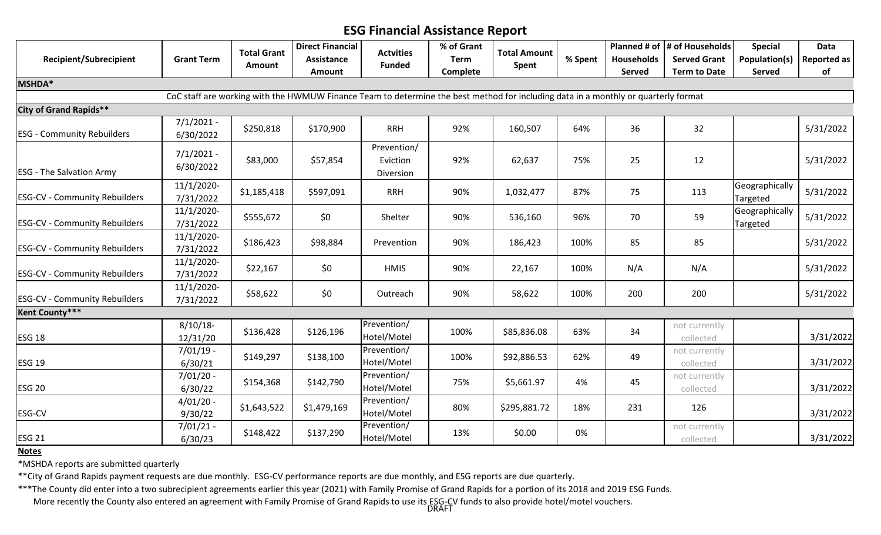# ESG Financial Assistance Report

| Recipient/Subrecipient | Grant Term | Total Grant Amount | Direct Financial Assistance Amount | Actvities Funded | % of Grant Term Complete | Total Amount Spent | % Spent | Planned # of Households Served | # of Households Served Grant Term to Date | Special Population(s) Served | Data Reported as of |
|---|---|---|---|---|---|---|---|---|---|---|---|
| **MSHDA*** | | | | | | | | | | | |
| CoC staff are working with the HWMUW Finance Team to determine the best method for including data in a monthly or quarterly format | | | | | | | | | | | |
| **City of Grand Rapids**** | | | | | | | | | | | |
| ESG - Community Rebuilders | 7/1/2021 - 6/30/2022 | $250,818 | $170,900 | RRH | 92% | 160,507 | 64% | 36 | 32 | | 5/31/2022 |
| ESG - The Salvation Army | 7/1/2021 - 6/30/2022 | $83,000 | $57,854 | Prevention/ Eviction Diversion | 92% | 62,637 | 75% | 25 | 12 | | 5/31/2022 |
| ESG-CV - Community Rebuilders | 11/1/2020- 7/31/2022 | $1,185,418 | $597,091 | RRH | 90% | 1,032,477 | 87% | 75 | 113 | Geographically Targeted | 5/31/2022 |
| ESG-CV - Community Rebuilders | 11/1/2020- 7/31/2022 | $555,672 | $0 | Shelter | 90% | 536,160 | 96% | 70 | 59 | Geographically Targeted | 5/31/2022 |
| ESG-CV - Community Rebuilders | 11/1/2020- 7/31/2022 | $186,423 | $98,884 | Prevention | 90% | 186,423 | 100% | 85 | 85 | | 5/31/2022 |
| ESG-CV - Community Rebuilders | 11/1/2020- 7/31/2022 | $22,167 | $0 | HMIS | 90% | 22,167 | 100% | N/A | N/A | | 5/31/2022 |
| ESG-CV - Community Rebuilders | 11/1/2020- 7/31/2022 | $58,622 | $0 | Outreach | 90% | 58,622 | 100% | 200 | 200 | | 5/31/2022 |
| **Kent County***** | | | | | | | | | | | |
| ESG 18 | 8/10/18- 12/31/20 | $136,428 | $126,196 | Prevention/ Hotel/Motel | 100% | $85,836.08 | 63% | 34 | not currently collected | | 3/31/2022 |
| ESG 19 | 7/01/19 - 6/30/21 | $149,297 | $138,100 | Prevention/ Hotel/Motel | 100% | $92,886.53 | 62% | 49 | not currently collected | | 3/31/2022 |
| ESG 20 | 7/01/20 - 6/30/22 | $154,368 | $142,790 | Prevention/ Hotel/Motel | 75% | $5,661.97 | 4% | 45 | not currently collected | | 3/31/2022 |
| ESG-CV | 4/01/20 - 9/30/22 | $1,643,522 | $1,479,169 | Prevention/ Hotel/Motel | 80% | $295,881.72 | 18% | 231 | 126 | | 3/31/2022 |
| ESG 21 | 7/01/21 - 6/30/23 | $148,422 | $137,290 | Prevention/ Hotel/Motel | 13% | $0.00 | 0% | | not currently collected | | 3/31/2022 |

**Notes**

*MSHDA reports are submitted quarterly

**City of Grand Rapids payment requests are due monthly. ESG-CV performance reports are due monthly, and ESG reports are due quarterly.

***The County did enter into a two subrecipient agreements earlier this year (2021) with Family Promise of Grand Rapids for a portion of its 2018 and 2019 ESG Funds.
More recently the County also entered an agreement with Family Promise of Grand Rapids to use its ESG-CV funds to also provide hotel/motel vouchers.

DRAFT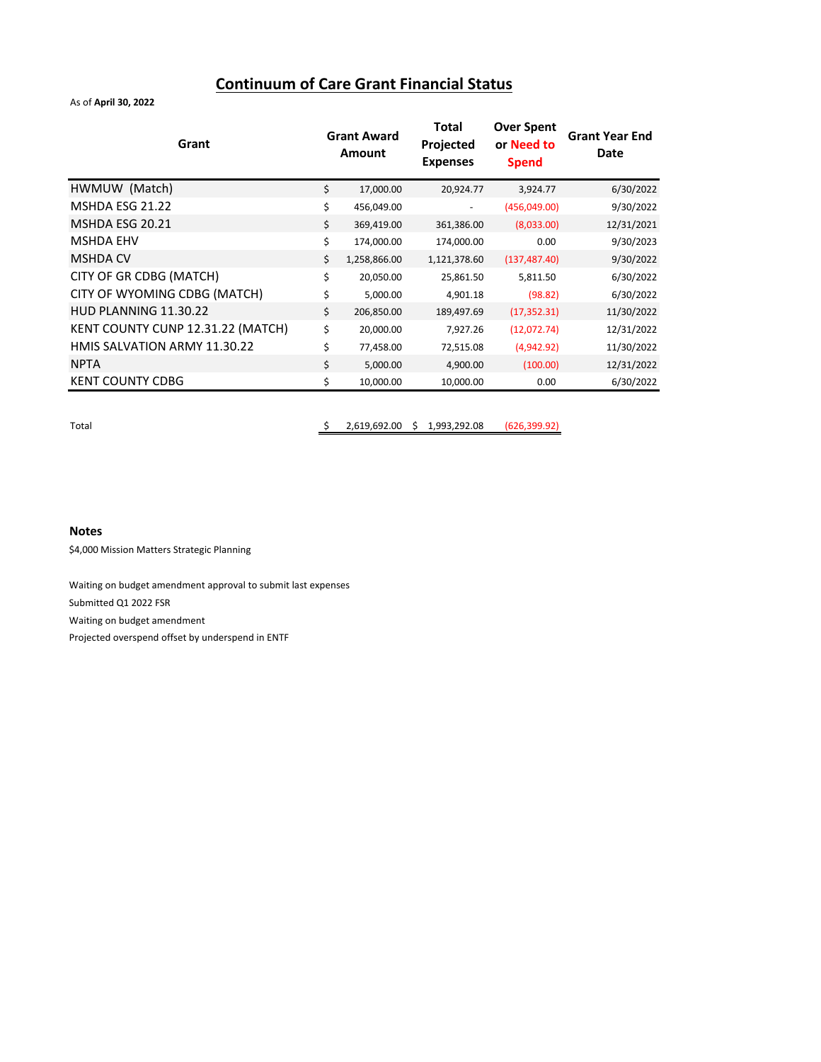## Continuum of Care Grant Financial Status

As of **April 30, 2022**

| Grant | Grant Award Amount | Total Projected Expenses | Over Spent or Need to Spend | Grant Year End Date |
|---|---|---|---|---|
| HWMUW (Match) | $ 17,000.00 | 20,924.77 | 3,924.77 | 6/30/2022 |
| MSHDA ESG 21.22 | $ 456,049.00 | - | (456,049.00) | 9/30/2022 |
| MSHDA ESG 20.21 | $ 369,419.00 | 361,386.00 | (8,033.00) | 12/31/2021 |
| MSHDA EHV | $ 174,000.00 | 174,000.00 | 0.00 | 9/30/2023 |
| MSHDA CV | $ 1,258,866.00 | 1,121,378.60 | (137,487.40) | 9/30/2022 |
| CITY OF GR CDBG (MATCH) | $ 20,050.00 | 25,861.50 | 5,811.50 | 6/30/2022 |
| CITY OF WYOMING CDBG (MATCH) | $ 5,000.00 | 4,901.18 | (98.82) | 6/30/2022 |
| HUD PLANNING 11.30.22 | $ 206,850.00 | 189,497.69 | (17,352.31) | 11/30/2022 |
| KENT COUNTY CUNP 12.31.22 (MATCH) | $ 20,000.00 | 7,927.26 | (12,072.74) | 12/31/2022 |
| HMIS SALVATION ARMY 11.30.22 | $ 77,458.00 | 72,515.08 | (4,942.92) | 11/30/2022 |
| NPTA | $ 5,000.00 | 4,900.00 | (100.00) | 12/31/2022 |
| KENT COUNTY CDBG | $ 10,000.00 | 10,000.00 | 0.00 | 6/30/2022 |
| Total | $ 2,619,692.00 | $ 1,993,292.08 | (626,399.92) | |

**Notes**

$4,000 Mission Matters Strategic Planning

Waiting on budget amendment approval to submit last expenses

Submitted Q1 2022 FSR

Waiting on budget amendment

Projected overspend offset by underspend in ENTF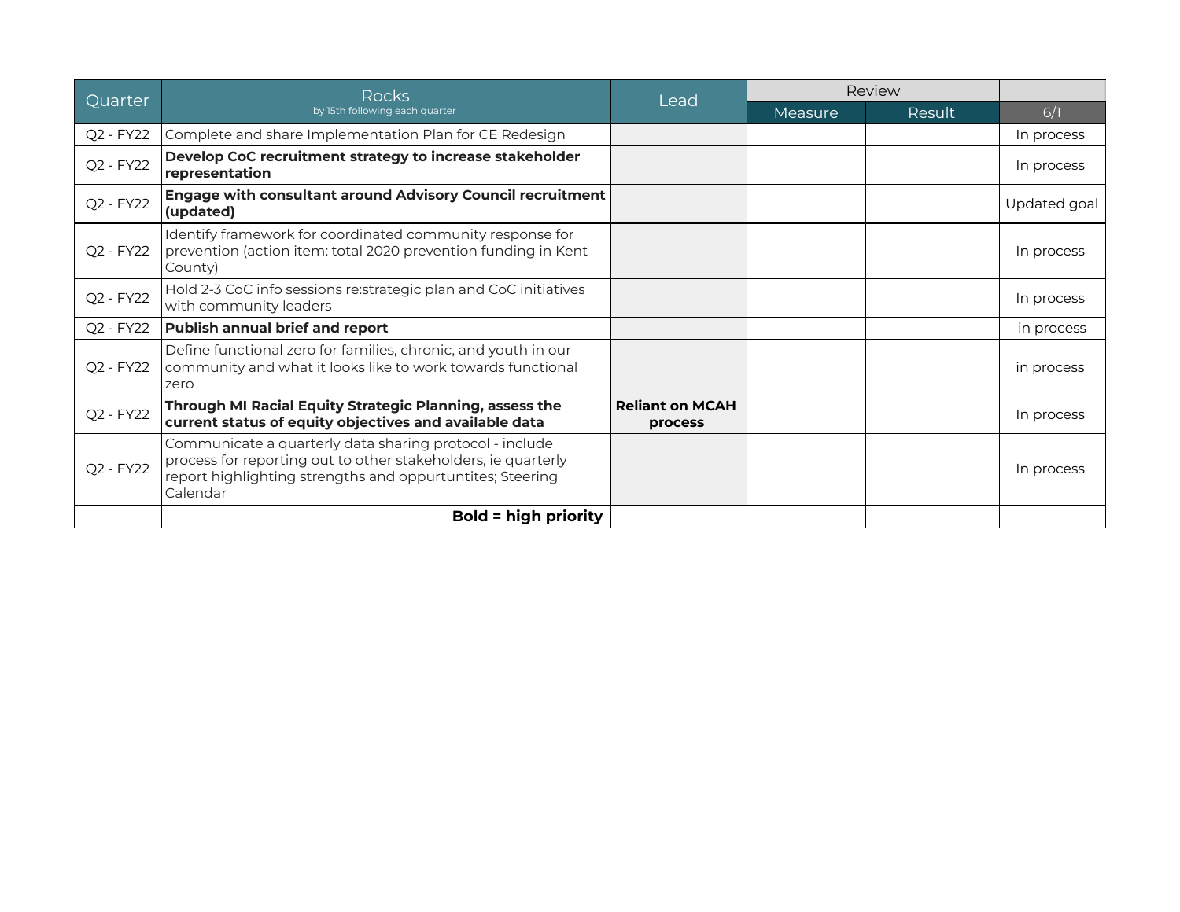| Quarter | Rocks by 15th following each quarter | Lead | Review | | |
|---|---|---|---|---|---|
| | | | Measure | Result | 6/1 |
| Q2 - FY22 | Complete and share Implementation Plan for CE Redesign | | | | In process |
| Q2 - FY22 | **Develop CoC recruitment strategy to increase stakeholder representation** | | | | In process |
| Q2 - FY22 | **Engage with consultant around Advisory Council recruitment (updated)** | | | | Updated goal |
| Q2 - FY22 | Identify framework for coordinated community response for prevention (action item: total 2020 prevention funding in Kent County) | | | | In process |
| Q2 - FY22 | Hold 2-3 CoC info sessions re:strategic plan and CoC initiatives with community leaders | | | | In process |
| Q2 - FY22 | **Publish annual brief and report** | | | | in process |
| Q2 - FY22 | Define functional zero for families, chronic, and youth in our community and what it looks like to work towards functional zero | | | | in process |
| Q2 - FY22 | **Through MI Racial Equity Strategic Planning, assess the current status of equity objectives and available data** | **Reliant on MCAH process** | | | In process |
| Q2 - FY22 | Communicate a quarterly data sharing protocol - include process for reporting out to other stakeholders, ie quarterly report highlighting strengths and oppurtuntites; Steering Calendar | | | | In process |
| | **Bold = high priority** | | | | |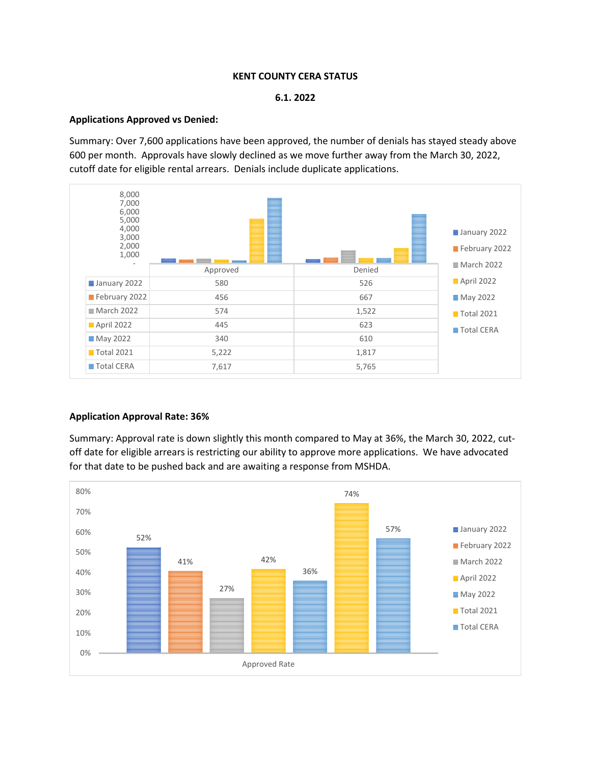**KENT COUNTY CERA STATUS**

**6.1. 2022**

**Applications Approved vs Denied:**

Summary: Over 7,600 applications have been approved, the number of denials has stayed steady above 600 per month. Approvals have slowly declined as we move further away from the March 30, 2022, cutoff date for eligible rental arrears. Denials include duplicate applications.

| | Approved | Denied |
|---|---|---|
| January 2022 | 580 | 526 |
| February 2022 | 456 | 667 |
| March 2022 | 574 | 1,522 |
| April 2022 | 445 | 623 |
| May 2022 | 340 | 610 |
| Total 2021 | 5,222 | 1,817 |
| Total CERA | 7,617 | 5,765 |

**Application Approval Rate: 36%**

Summary: Approval rate is down slightly this month compared to May at 36%, the March 30, 2022, cut-off date for eligible arrears is restricting our ability to approve more applications. We have advocated for that date to be pushed back and are awaiting a response from MSHDA.

| | Approved Rate |
|---|---|
| January 2022 | 52% |
| February 2022 | 41% |
| March 2022 | 27% |
| April 2022 | 42% |
| May 2022 | 36% |
| Total 2021 | 74% |
| Total CERA | 57% |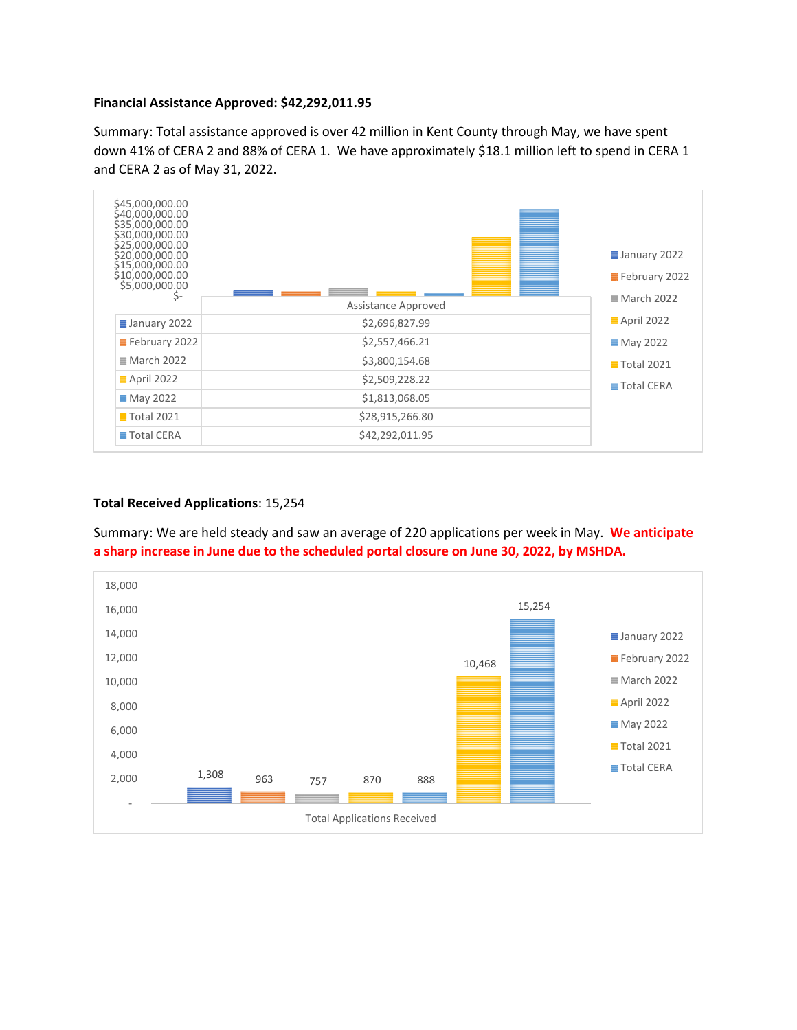**Financial Assistance Approved: $42,292,011.95**

Summary: Total assistance approved is over 42 million in Kent County through May, we have spent down 41% of CERA 2 and 88% of CERA 1. We have approximately $18.1 million left to spend in CERA 1 and CERA 2 as of May 31, 2022.

| | Assistance Approved |
|---|---|
| January 2022 | $2,696,827.99 |
| February 2022 | $2,557,466.21 |
| March 2022 | $3,800,154.68 |
| April 2022 | $2,509,228.22 |
| May 2022 | $1,813,068.05 |
| Total 2021 | $28,915,266.80 |
| Total CERA | $42,292,011.95 |

**Total Received Applications**: 15,254

Summary: We are held steady and saw an average of 220 applications per week in May. **We anticipate a sharp increase in June due to the scheduled portal closure on June 30, 2022, by MSHDA.**

| Total Applications Received | |
|---|---|
| January 2022 | 1,308 |
| February 2022 | 963 |
| March 2022 | 757 |
| April 2022 | 870 |
| May 2022 | 888 |
| Total 2021 | 10,468 |
| Total CERA | 15,254 |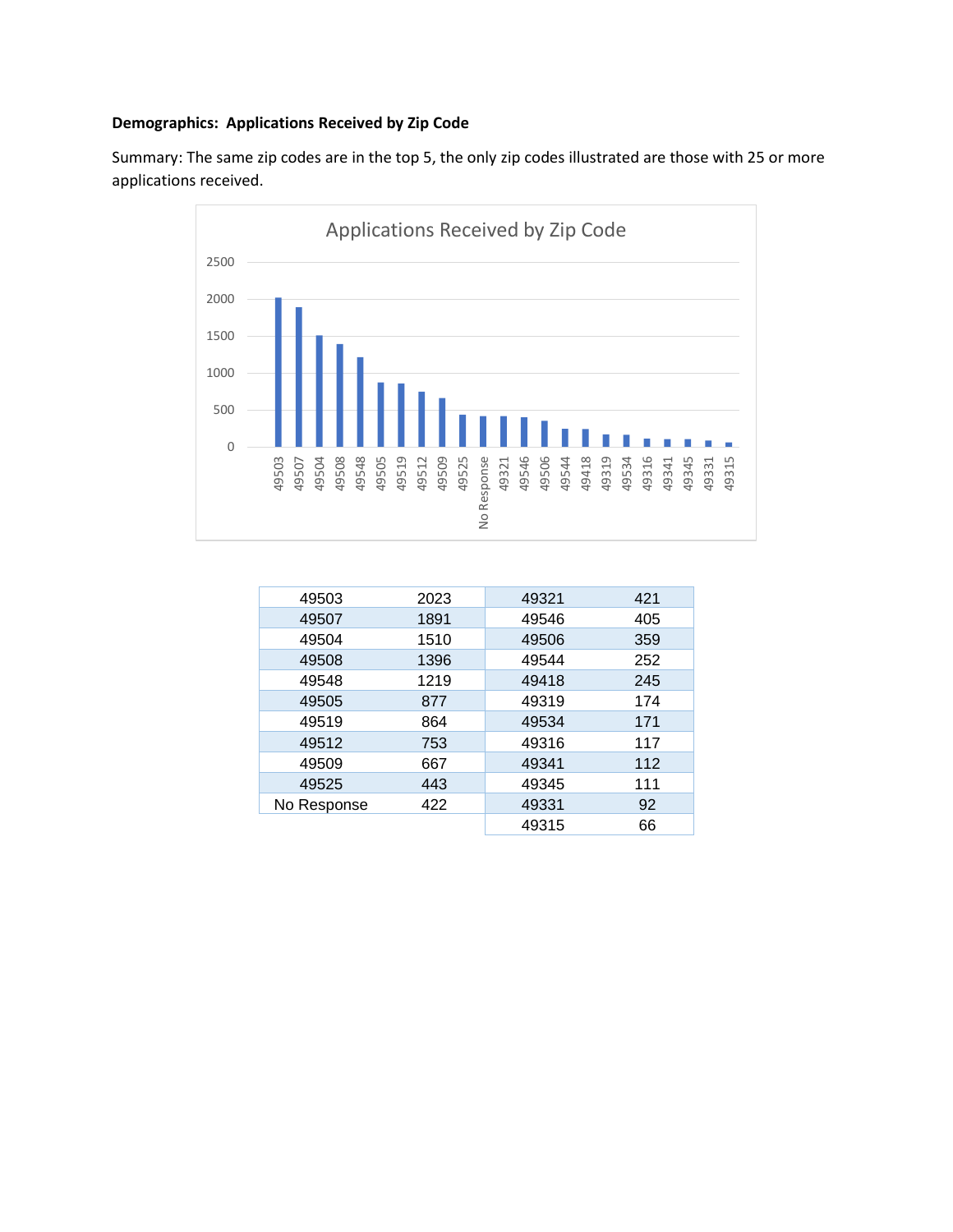**Demographics: Applications Received by Zip Code**

Summary: The same zip codes are in the top 5, the only zip codes illustrated are those with 25 or more applications received.

Applications Received by Zip Code

| Zip Code | Applications | Zip Code | Applications |
|---|---|---|---|
| 49503 | 2023 | 49321 | 421 |
| 49507 | 1891 | 49546 | 405 |
| 49504 | 1510 | 49506 | 359 |
| 49508 | 1396 | 49544 | 252 |
| 49548 | 1219 | 49418 | 245 |
| 49505 | 877 | 49319 | 174 |
| 49519 | 864 | 49534 | 171 |
| 49512 | 753 | 49316 | 117 |
| 49509 | 667 | 49341 | 112 |
| 49525 | 443 | 49345 | 111 |
| No Response | 422 | 49331 | 92 |
| | | 49315 | 66 |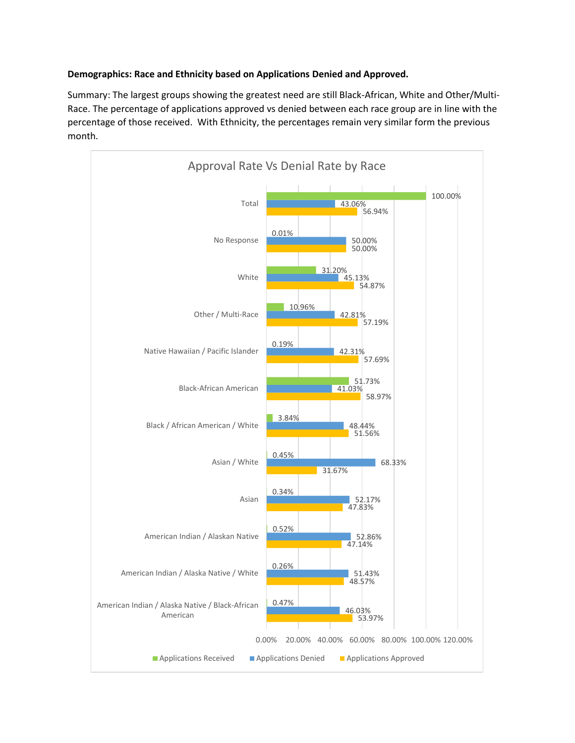**Demographics: Race and Ethnicity based on Applications Denied and Approved.**

Summary: The largest groups showing the greatest need are still Black-African, White and Other/Multi-Race. The percentage of applications approved vs denied between each race group are in line with the percentage of those received. With Ethnicity, the percentages remain very similar form the previous month.

**Approval Rate Vs Denial Rate by Race**

| Race | Applications Received | Applications Denied | Applications Approved |
|---|---|---|---|
| Total | 100.00% | 43.06% | 56.94% |
| No Response | 0.01% | 50.00% | 50.00% |
| White | 31.20% | 45.13% | 54.87% |
| Other / Multi-Race | 10.96% | 42.81% | 57.19% |
| Native Hawaiian / Pacific Islander | 0.19% | 42.31% | 57.69% |
| Black-African American | 51.73% | 41.03% | 58.97% |
| Black / African American / White | 3.84% | 48.44% | 51.56% |
| Asian / White | 0.45% | 68.33% | 31.67% |
| Asian | 0.34% | 52.17% | 47.83% |
| American Indian / Alaskan Native | 0.52% | 52.86% | 47.14% |
| American Indian / Alaska Native / White | 0.26% | 51.43% | 48.57% |
| American Indian / Alaska Native / Black-African American | 0.47% | 46.03% | 53.97% |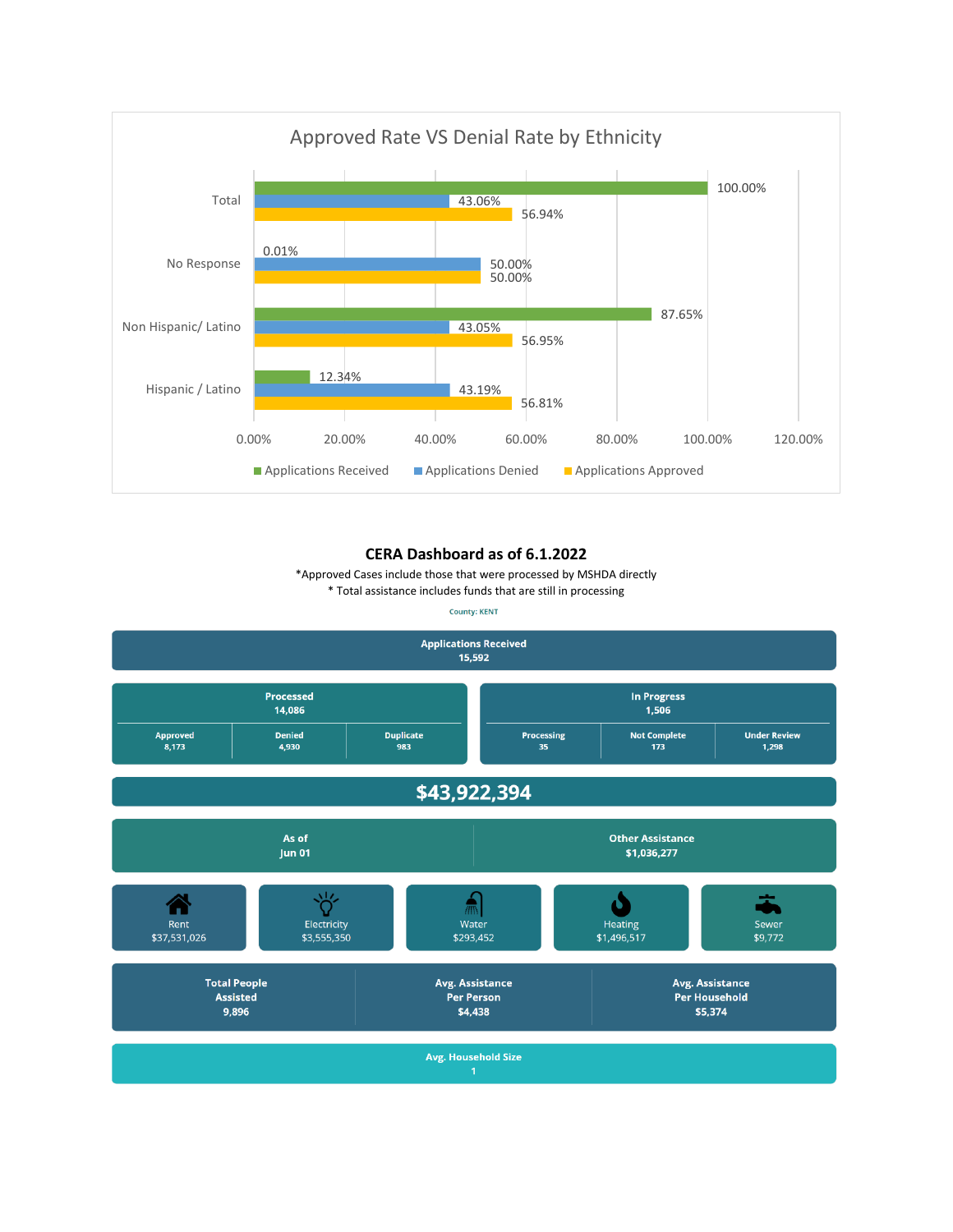## Approved Rate VS Denial Rate by Ethnicity

| | Applications Received | Applications Denied | Applications Approved |
|---|---|---|---|
| Total | 100.00% | 43.06% | 56.94% |
| No Response | 0.01% | 50.00% | 50.00% |
| Non Hispanic/ Latino | 87.65% | 43.05% | 56.95% |
| Hispanic / Latino | 12.34% | 43.19% | 56.81% |

## CERA Dashboard as of 6.1.2022

*Approved Cases include those that were processed by MSHDA directly

* Total assistance includes funds that are still in processing

County: KENT

**Applications Received**
15,592

| Processed | | | In Progress | | |
|---|---|---|---|---|---|
| 14,086 | | | 1,506 | | |
| Approved | Denied | Duplicate | Processing | Not Complete | Under Review |
| 8,173 | 4,930 | 983 | 35 | 173 | 1,298 |

**$43,922,394**

| As of | Other Assistance |
|---|---|
| Jun 01 | $1,036,277 |

| Rent | Electricity | Water | Heating | Sewer |
|---|---|---|---|---|
| $37,531,026 | $3,555,350 | $293,452 | $1,496,517 | $9,772 |

| Total People Assisted | Avg. Assistance Per Person | Avg. Assistance Per Household |
|---|---|---|
| 9,896 | $4,438 | $5,374 |

**Avg. Household Size**
1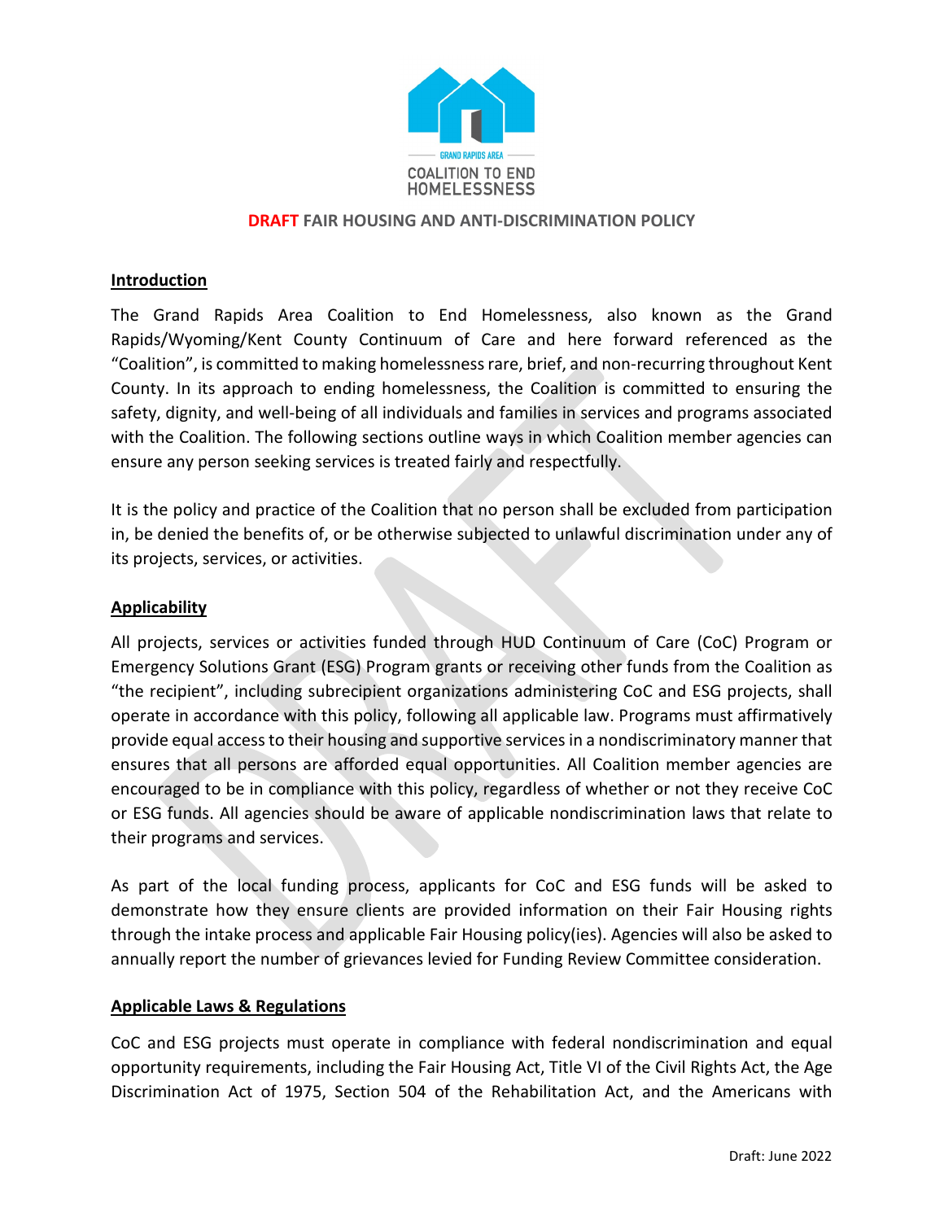GRAND RAPIDS AREA
COALITION TO END HOMELESSNESS

# DRAFT FAIR HOUSING AND ANTI-DISCRIMINATION POLICY

## Introduction

The Grand Rapids Area Coalition to End Homelessness, also known as the Grand Rapids/Wyoming/Kent County Continuum of Care and here forward referenced as the "Coalition", is committed to making homelessness rare, brief, and non-recurring throughout Kent County. In its approach to ending homelessness, the Coalition is committed to ensuring the safety, dignity, and well-being of all individuals and families in services and programs associated with the Coalition. The following sections outline ways in which Coalition member agencies can ensure any person seeking services is treated fairly and respectfully.

It is the policy and practice of the Coalition that no person shall be excluded from participation in, be denied the benefits of, or be otherwise subjected to unlawful discrimination under any of its projects, services, or activities.

## Applicability

All projects, services or activities funded through HUD Continuum of Care (CoC) Program or Emergency Solutions Grant (ESG) Program grants or receiving other funds from the Coalition as "the recipient", including subrecipient organizations administering CoC and ESG projects, shall operate in accordance with this policy, following all applicable law. Programs must affirmatively provide equal access to their housing and supportive services in a nondiscriminatory manner that ensures that all persons are afforded equal opportunities. All Coalition member agencies are encouraged to be in compliance with this policy, regardless of whether or not they receive CoC or ESG funds. All agencies should be aware of applicable nondiscrimination laws that relate to their programs and services.

As part of the local funding process, applicants for CoC and ESG funds will be asked to demonstrate how they ensure clients are provided information on their Fair Housing rights through the intake process and applicable Fair Housing policy(ies). Agencies will also be asked to annually report the number of grievances levied for Funding Review Committee consideration.

## Applicable Laws & Regulations

CoC and ESG projects must operate in compliance with federal nondiscrimination and equal opportunity requirements, including the Fair Housing Act, Title VI of the Civil Rights Act, the Age Discrimination Act of 1975, Section 504 of the Rehabilitation Act, and the Americans with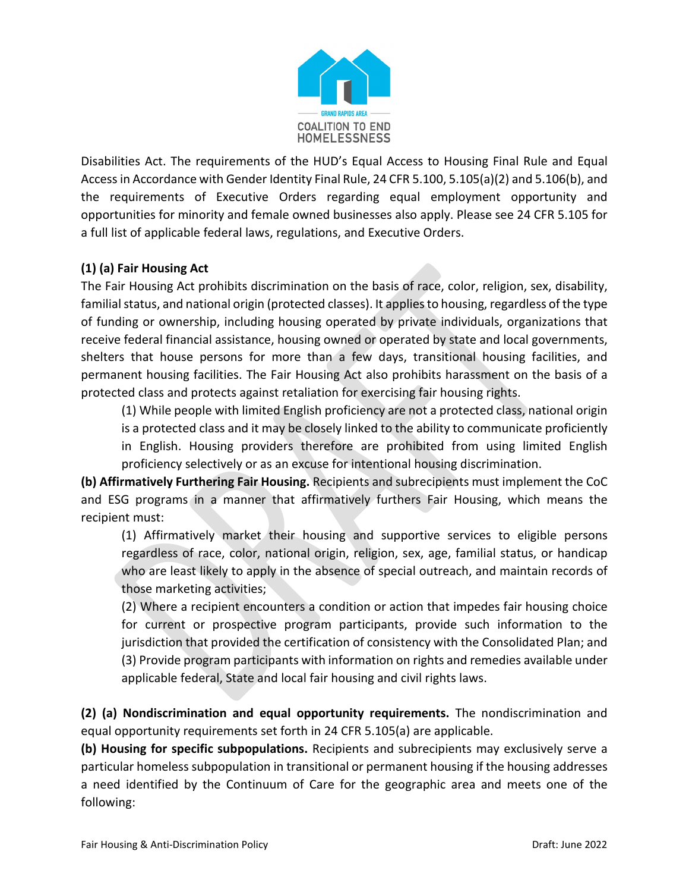Disabilities Act. The requirements of the HUD's Equal Access to Housing Final Rule and Equal Access in Accordance with Gender Identity Final Rule, 24 CFR 5.100, 5.105(a)(2) and 5.106(b), and the requirements of Executive Orders regarding equal employment opportunity and opportunities for minority and female owned businesses also apply. Please see 24 CFR 5.105 for a full list of applicable federal laws, regulations, and Executive Orders.

**(1) (a) Fair Housing Act**

The Fair Housing Act prohibits discrimination on the basis of race, color, religion, sex, disability, familial status, and national origin (protected classes). It applies to housing, regardless of the type of funding or ownership, including housing operated by private individuals, organizations that receive federal financial assistance, housing owned or operated by state and local governments, shelters that house persons for more than a few days, transitional housing facilities, and permanent housing facilities. The Fair Housing Act also prohibits harassment on the basis of a protected class and protects against retaliation for exercising fair housing rights.

> (1) While people with limited English proficiency are not a protected class, national origin is a protected class and it may be closely linked to the ability to communicate proficiently in English. Housing providers therefore are prohibited from using limited English proficiency selectively or as an excuse for intentional housing discrimination.

**(b) Affirmatively Furthering Fair Housing.** Recipients and subrecipients must implement the CoC and ESG programs in a manner that affirmatively furthers Fair Housing, which means the recipient must:

> (1) Affirmatively market their housing and supportive services to eligible persons regardless of race, color, national origin, religion, sex, age, familial status, or handicap who are least likely to apply in the absence of special outreach, and maintain records of those marketing activities;
>
> (2) Where a recipient encounters a condition or action that impedes fair housing choice for current or prospective program participants, provide such information to the jurisdiction that provided the certification of consistency with the Consolidated Plan; and
>
> (3) Provide program participants with information on rights and remedies available under applicable federal, State and local fair housing and civil rights laws.

**(2) (a) Nondiscrimination and equal opportunity requirements.** The nondiscrimination and equal opportunity requirements set forth in 24 CFR 5.105(a) are applicable.

**(b) Housing for specific subpopulations.** Recipients and subrecipients may exclusively serve a particular homeless subpopulation in transitional or permanent housing if the housing addresses a need identified by the Continuum of Care for the geographic area and meets one of the following: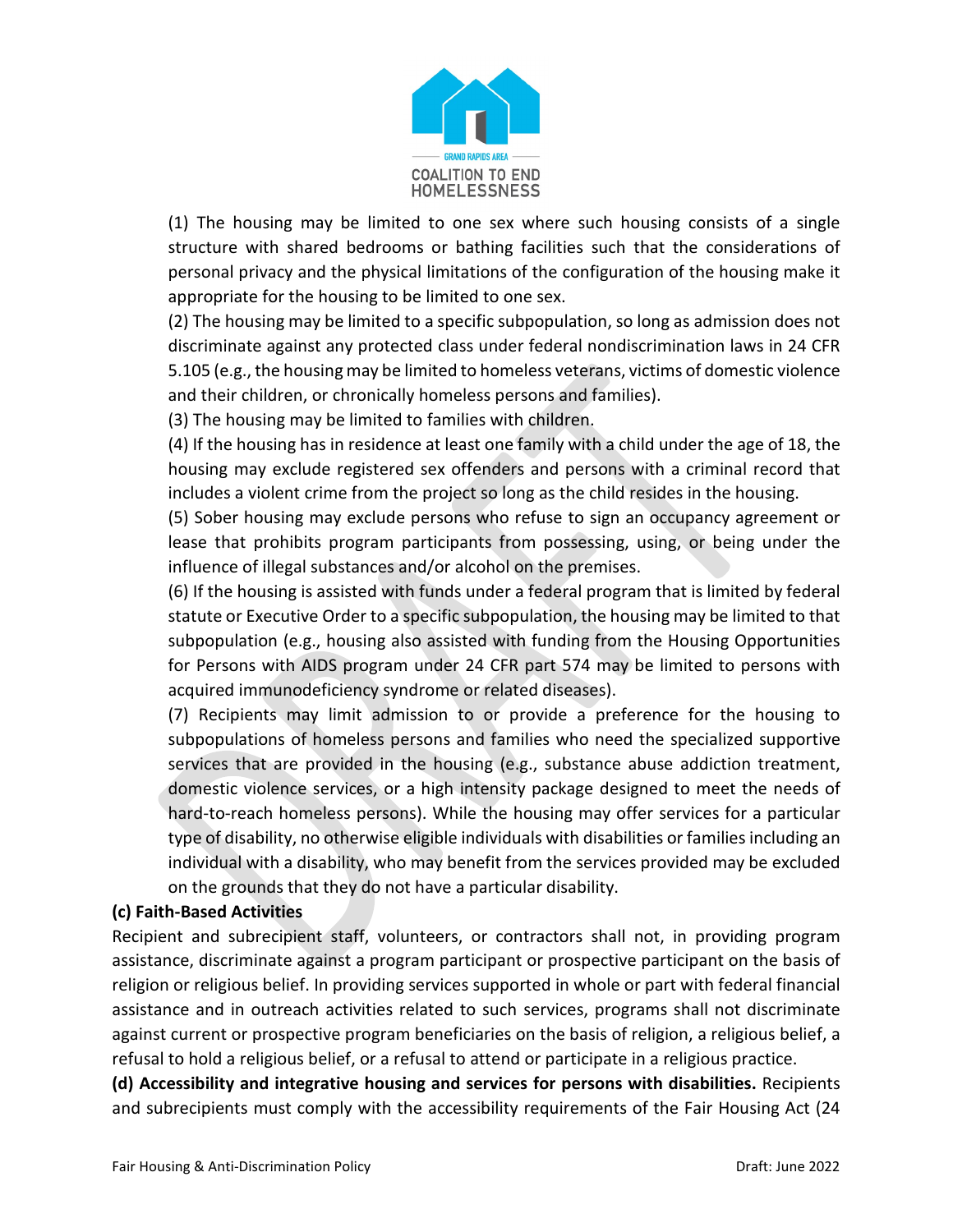(1) The housing may be limited to one sex where such housing consists of a single structure with shared bedrooms or bathing facilities such that the considerations of personal privacy and the physical limitations of the configuration of the housing make it appropriate for the housing to be limited to one sex.

(2) The housing may be limited to a specific subpopulation, so long as admission does not discriminate against any protected class under federal nondiscrimination laws in 24 CFR 5.105 (e.g., the housing may be limited to homeless veterans, victims of domestic violence and their children, or chronically homeless persons and families).

(3) The housing may be limited to families with children.

(4) If the housing has in residence at least one family with a child under the age of 18, the housing may exclude registered sex offenders and persons with a criminal record that includes a violent crime from the project so long as the child resides in the housing.

(5) Sober housing may exclude persons who refuse to sign an occupancy agreement or lease that prohibits program participants from possessing, using, or being under the influence of illegal substances and/or alcohol on the premises.

(6) If the housing is assisted with funds under a federal program that is limited by federal statute or Executive Order to a specific subpopulation, the housing may be limited to that subpopulation (e.g., housing also assisted with funding from the Housing Opportunities for Persons with AIDS program under 24 CFR part 574 may be limited to persons with acquired immunodeficiency syndrome or related diseases).

(7) Recipients may limit admission to or provide a preference for the housing to subpopulations of homeless persons and families who need the specialized supportive services that are provided in the housing (e.g., substance abuse addiction treatment, domestic violence services, or a high intensity package designed to meet the needs of hard-to-reach homeless persons). While the housing may offer services for a particular type of disability, no otherwise eligible individuals with disabilities or families including an individual with a disability, who may benefit from the services provided may be excluded on the grounds that they do not have a particular disability.

**(c) Faith-Based Activities**

Recipient and subrecipient staff, volunteers, or contractors shall not, in providing program assistance, discriminate against a program participant or prospective participant on the basis of religion or religious belief. In providing services supported in whole or part with federal financial assistance and in outreach activities related to such services, programs shall not discriminate against current or prospective program beneficiaries on the basis of religion, a religious belief, a refusal to hold a religious belief, or a refusal to attend or participate in a religious practice.

**(d) Accessibility and integrative housing and services for persons with disabilities.** Recipients and subrecipients must comply with the accessibility requirements of the Fair Housing Act (24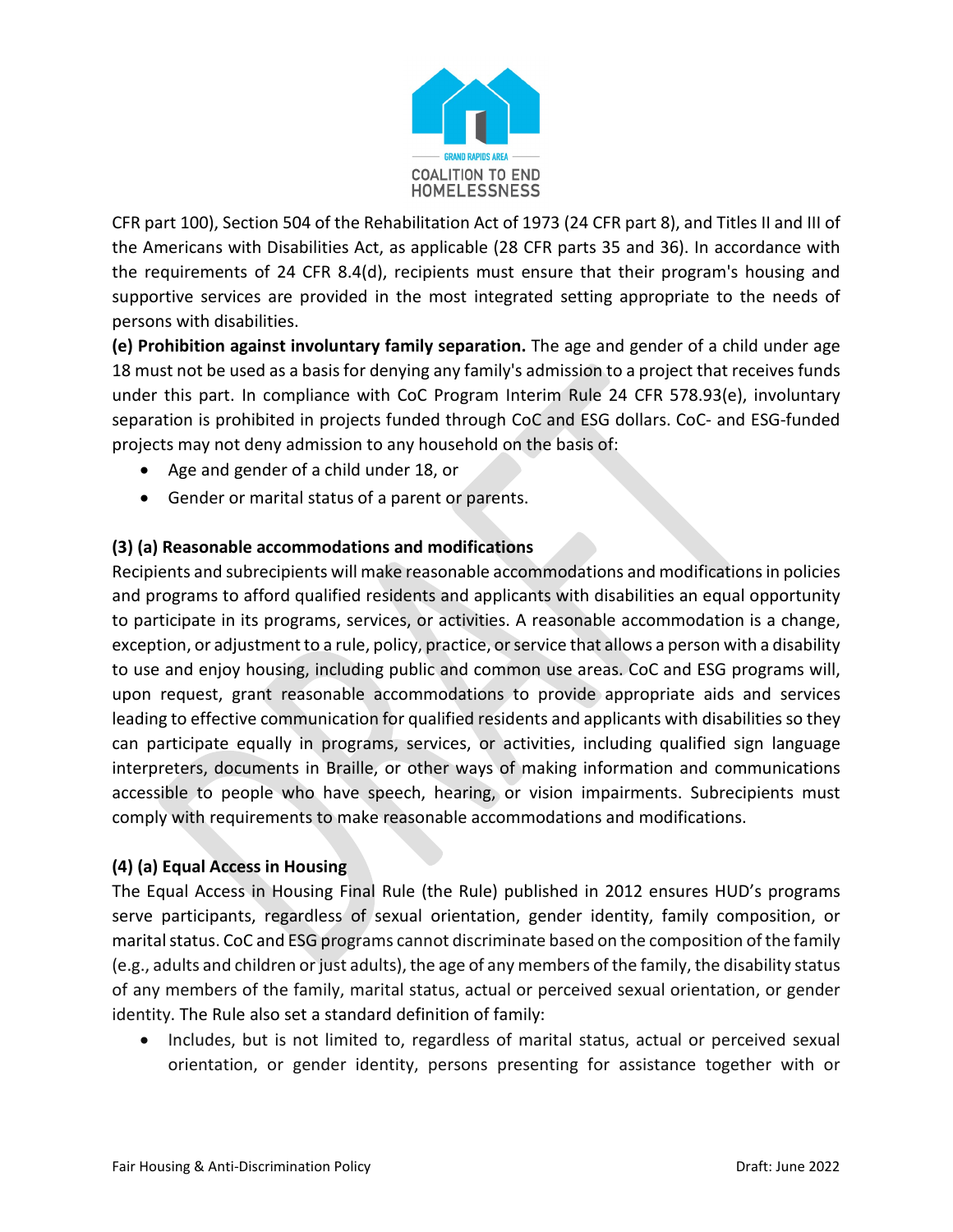CFR part 100), Section 504 of the Rehabilitation Act of 1973 (24 CFR part 8), and Titles II and III of the Americans with Disabilities Act, as applicable (28 CFR parts 35 and 36). In accordance with the requirements of 24 CFR 8.4(d), recipients must ensure that their program's housing and supportive services are provided in the most integrated setting appropriate to the needs of persons with disabilities.

**(e) Prohibition against involuntary family separation.** The age and gender of a child under age 18 must not be used as a basis for denying any family's admission to a project that receives funds under this part. In compliance with CoC Program Interim Rule 24 CFR 578.93(e), involuntary separation is prohibited in projects funded through CoC and ESG dollars. CoC- and ESG-funded projects may not deny admission to any household on the basis of:

- Age and gender of a child under 18, or
- Gender or marital status of a parent or parents.

**(3) (a) Reasonable accommodations and modifications**

Recipients and subrecipients will make reasonable accommodations and modifications in policies and programs to afford qualified residents and applicants with disabilities an equal opportunity to participate in its programs, services, or activities. A reasonable accommodation is a change, exception, or adjustment to a rule, policy, practice, or service that allows a person with a disability to use and enjoy housing, including public and common use areas. CoC and ESG programs will, upon request, grant reasonable accommodations to provide appropriate aids and services leading to effective communication for qualified residents and applicants with disabilities so they can participate equally in programs, services, or activities, including qualified sign language interpreters, documents in Braille, or other ways of making information and communications accessible to people who have speech, hearing, or vision impairments. Subrecipients must comply with requirements to make reasonable accommodations and modifications.

**(4) (a) Equal Access in Housing**

The Equal Access in Housing Final Rule (the Rule) published in 2012 ensures HUD's programs serve participants, regardless of sexual orientation, gender identity, family composition, or marital status. CoC and ESG programs cannot discriminate based on the composition of the family (e.g., adults and children or just adults), the age of any members of the family, the disability status of any members of the family, marital status, actual or perceived sexual orientation, or gender identity. The Rule also set a standard definition of family:

- Includes, but is not limited to, regardless of marital status, actual or perceived sexual orientation, or gender identity, persons presenting for assistance together with or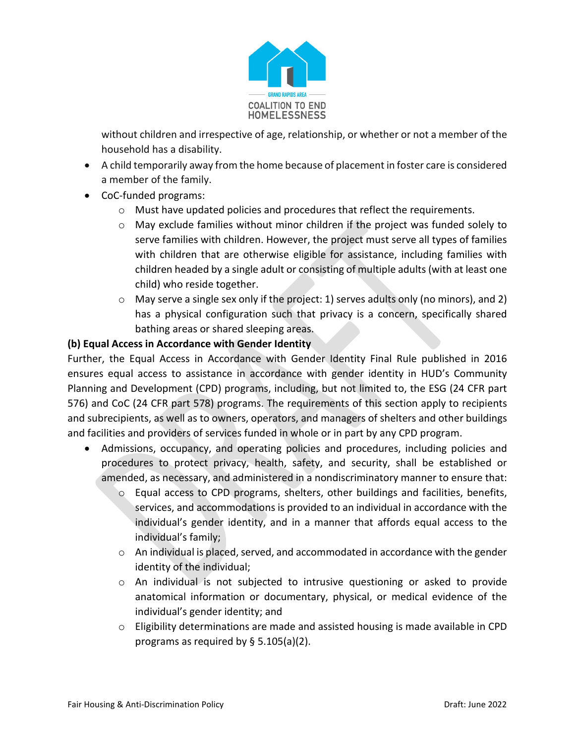without children and irrespective of age, relationship, or whether or not a member of the household has a disability.

- A child temporarily away from the home because of placement in foster care is considered a member of the family.
- CoC-funded programs:
  - Must have updated policies and procedures that reflect the requirements.
  - May exclude families without minor children if the project was funded solely to serve families with children. However, the project must serve all types of families with children that are otherwise eligible for assistance, including families with children headed by a single adult or consisting of multiple adults (with at least one child) who reside together.
  - May serve a single sex only if the project: 1) serves adults only (no minors), and 2) has a physical configuration such that privacy is a concern, specifically shared bathing areas or shared sleeping areas.

**(b) Equal Access in Accordance with Gender Identity**

Further, the Equal Access in Accordance with Gender Identity Final Rule published in 2016 ensures equal access to assistance in accordance with gender identity in HUD's Community Planning and Development (CPD) programs, including, but not limited to, the ESG (24 CFR part 576) and CoC (24 CFR part 578) programs. The requirements of this section apply to recipients and subrecipients, as well as to owners, operators, and managers of shelters and other buildings and facilities and providers of services funded in whole or in part by any CPD program.

- Admissions, occupancy, and operating policies and procedures, including policies and procedures to protect privacy, health, safety, and security, shall be established or amended, as necessary, and administered in a nondiscriminatory manner to ensure that:
  - Equal access to CPD programs, shelters, other buildings and facilities, benefits, services, and accommodations is provided to an individual in accordance with the individual's gender identity, and in a manner that affords equal access to the individual's family;
  - An individual is placed, served, and accommodated in accordance with the gender identity of the individual;
  - An individual is not subjected to intrusive questioning or asked to provide anatomical information or documentary, physical, or medical evidence of the individual's gender identity; and
  - Eligibility determinations are made and assisted housing is made available in CPD programs as required by § 5.105(a)(2).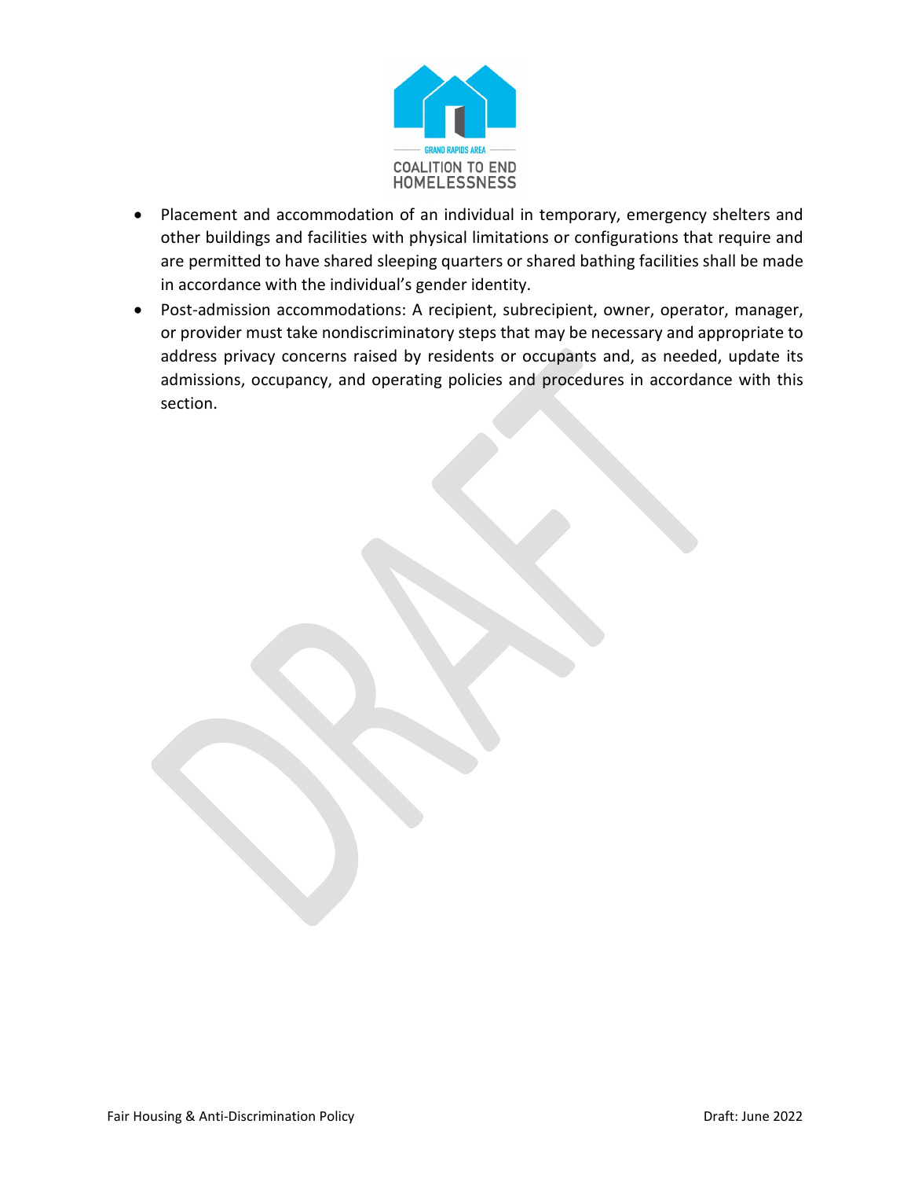- Placement and accommodation of an individual in temporary, emergency shelters and other buildings and facilities with physical limitations or configurations that require and are permitted to have shared sleeping quarters or shared bathing facilities shall be made in accordance with the individual's gender identity.
- Post-admission accommodations: A recipient, subrecipient, owner, operator, manager, or provider must take nondiscriminatory steps that may be necessary and appropriate to address privacy concerns raised by residents or occupants and, as needed, update its admissions, occupancy, and operating policies and procedures in accordance with this section.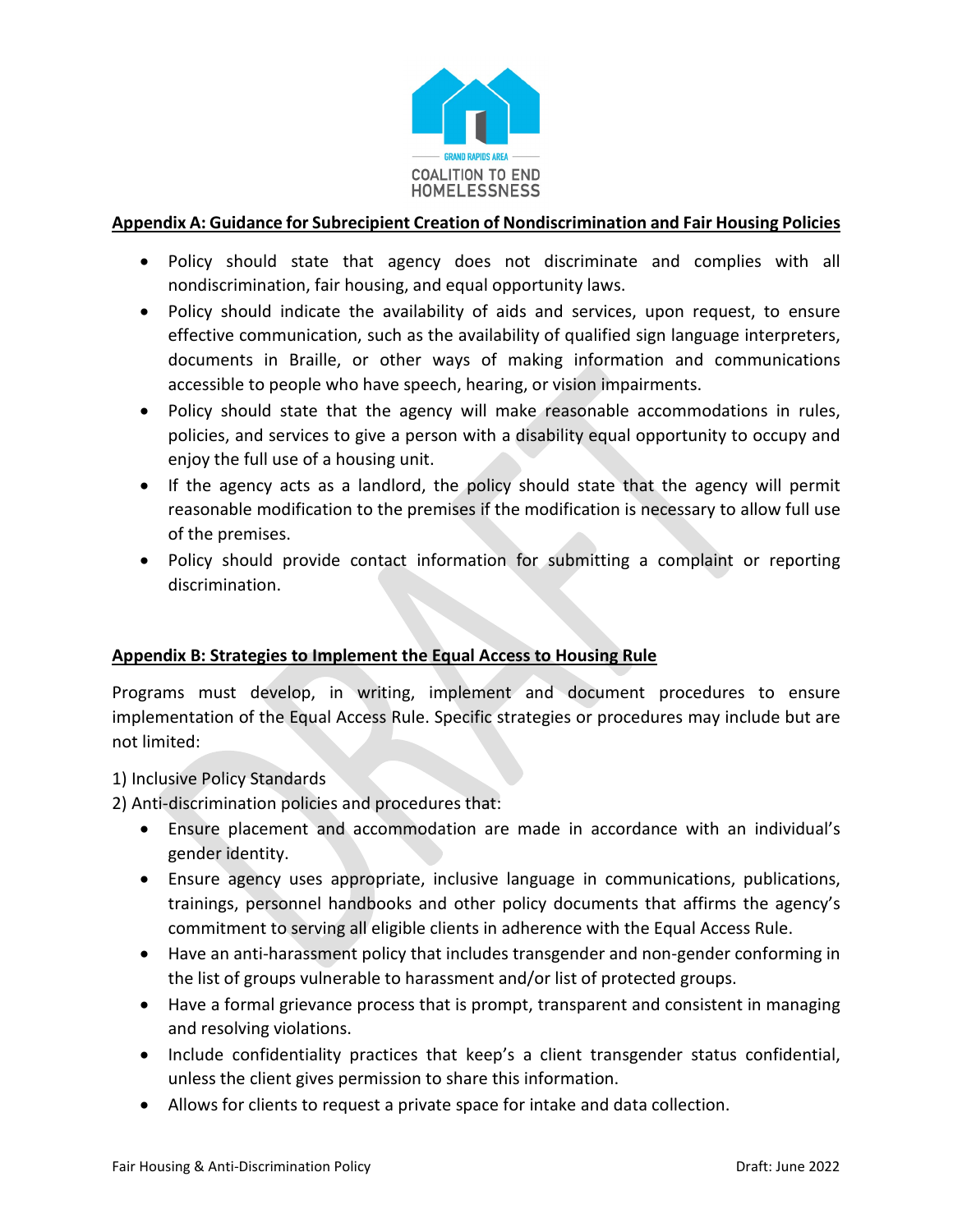## Appendix A: Guidance for Subrecipient Creation of Nondiscrimination and Fair Housing Policies

- Policy should state that agency does not discriminate and complies with all nondiscrimination, fair housing, and equal opportunity laws.
- Policy should indicate the availability of aids and services, upon request, to ensure effective communication, such as the availability of qualified sign language interpreters, documents in Braille, or other ways of making information and communications accessible to people who have speech, hearing, or vision impairments.
- Policy should state that the agency will make reasonable accommodations in rules, policies, and services to give a person with a disability equal opportunity to occupy and enjoy the full use of a housing unit.
- If the agency acts as a landlord, the policy should state that the agency will permit reasonable modification to the premises if the modification is necessary to allow full use of the premises.
- Policy should provide contact information for submitting a complaint or reporting discrimination.

## Appendix B: Strategies to Implement the Equal Access to Housing Rule

Programs must develop, in writing, implement and document procedures to ensure implementation of the Equal Access Rule. Specific strategies or procedures may include but are not limited:

1) Inclusive Policy Standards
2) Anti-discrimination policies and procedures that:
   - Ensure placement and accommodation are made in accordance with an individual's gender identity.
   - Ensure agency uses appropriate, inclusive language in communications, publications, trainings, personnel handbooks and other policy documents that affirms the agency's commitment to serving all eligible clients in adherence with the Equal Access Rule.
   - Have an anti-harassment policy that includes transgender and non-gender conforming in the list of groups vulnerable to harassment and/or list of protected groups.
   - Have a formal grievance process that is prompt, transparent and consistent in managing and resolving violations.
   - Include confidentiality practices that keep's a client transgender status confidential, unless the client gives permission to share this information.
   - Allows for clients to request a private space for intake and data collection.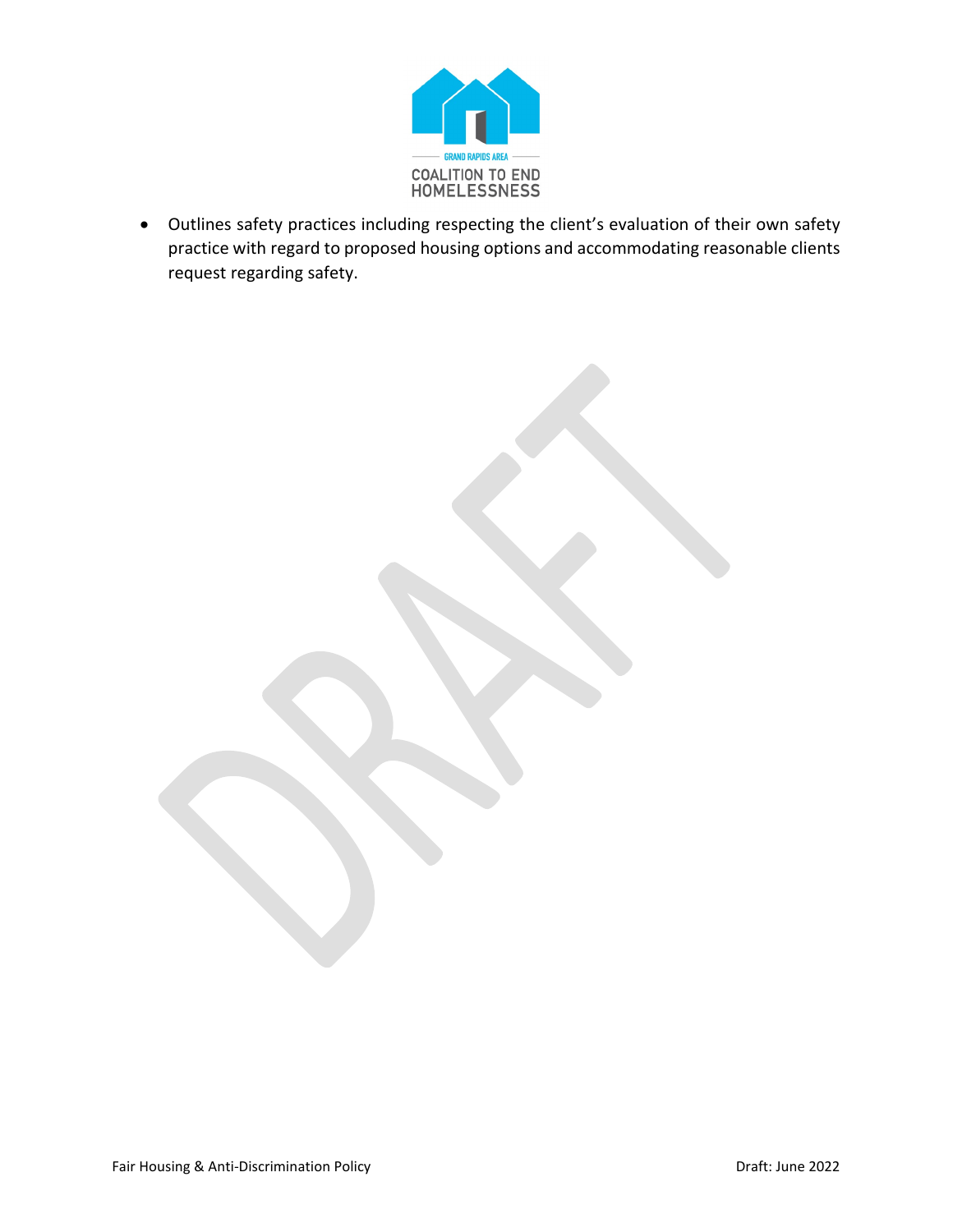- Outlines safety practices including respecting the client's evaluation of their own safety practice with regard to proposed housing options and accommodating reasonable clients request regarding safety.